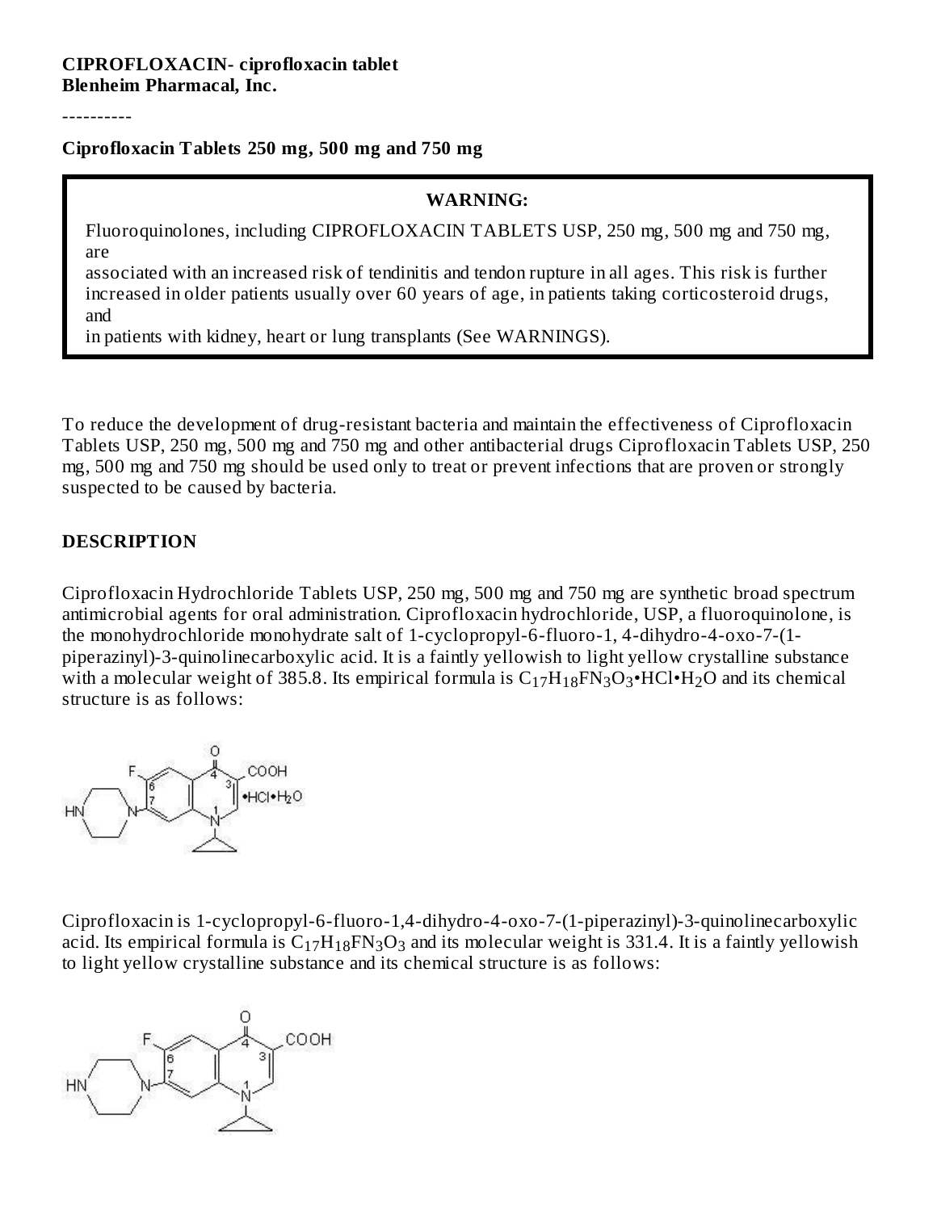**CIPROFLOXACIN- ciprofloxacin tablet**
**Blenheim Pharmacal, Inc.**

----------

**Ciprofloxacin Tablets 250 mg, 500 mg and 750 mg**

> **WARNING:**
>
> Fluoroquinolones, including CIPROFLOXACIN TABLETS USP, 250 mg, 500 mg and 750 mg, are
> associated with an increased risk of tendinitis and tendon rupture in all ages. This risk is further increased in older patients usually over 60 years of age, in patients taking corticosteroid drugs, and
> in patients with kidney, heart or lung transplants (See WARNINGS).

To reduce the development of drug-resistant bacteria and maintain the effectiveness of Ciprofloxacin Tablets USP, 250 mg, 500 mg and 750 mg and other antibacterial drugs Ciprofloxacin Tablets USP, 250 mg, 500 mg and 750 mg should be used only to treat or prevent infections that are proven or strongly suspected to be caused by bacteria.

## DESCRIPTION

Ciprofloxacin Hydrochloride Tablets USP, 250 mg, 500 mg and 750 mg are synthetic broad spectrum antimicrobial agents for oral administration. Ciprofloxacin hydrochloride, USP, a fluoroquinolone, is the monohydrochloride monohydrate salt of 1-cyclopropyl-6-fluoro-1, 4-dihydro-4-oxo-7-(1-piperazinyl)-3-quinolinecarboxylic acid. It is a faintly yellowish to light yellow crystalline substance with a molecular weight of 385.8. Its empirical formula is $C_{17}H_{18}FN_3O_3$•HCl•$H_2O$ and its chemical structure is as follows:

Ciprofloxacin is 1-cyclopropyl-6-fluoro-1,4-dihydro-4-oxo-7-(1-piperazinyl)-3-quinolinecarboxylic acid. Its empirical formula is $C_{17}H_{18}FN_3O_3$ and its molecular weight is 331.4. It is a faintly yellowish to light yellow crystalline substance and its chemical structure is as follows: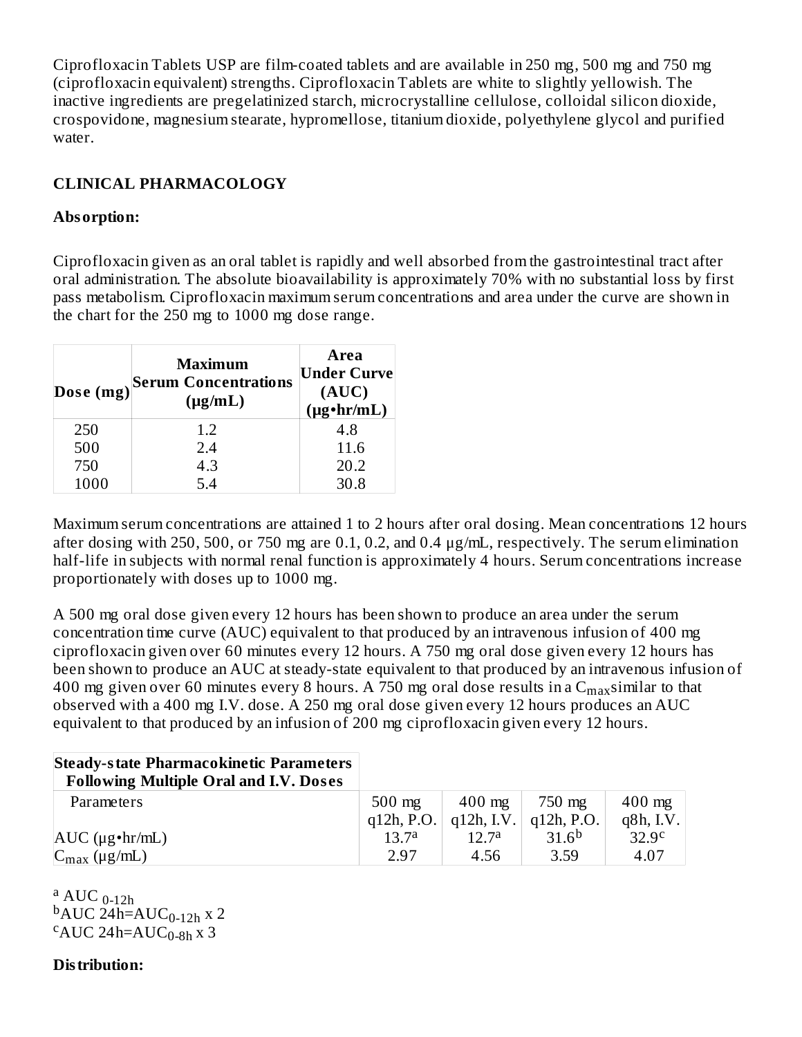Ciprofloxacin Tablets USP are film-coated tablets and are available in 250 mg, 500 mg and 750 mg (ciprofloxacin equivalent) strengths. Ciprofloxacin Tablets are white to slightly yellowish. The inactive ingredients are pregelatinized starch, microcrystalline cellulose, colloidal silicon dioxide, crospovidone, magnesium stearate, hypromellose, titanium dioxide, polyethylene glycol and purified water.

## CLINICAL PHARMACOLOGY

### Absorption:

Ciprofloxacin given as an oral tablet is rapidly and well absorbed from the gastrointestinal tract after oral administration. The absolute bioavailability is approximately 70% with no substantial loss by first pass metabolism. Ciprofloxacin maximum serum concentrations and area under the curve are shown in the chart for the 250 mg to 1000 mg dose range.

| Dose (mg) | Maximum Serum Concentrations (µg/mL) | Area Under Curve (AUC) (µg•hr/mL) |
|---|---|---|
| 250 | 1.2 | 4.8 |
| 500 | 2.4 | 11.6 |
| 750 | 4.3 | 20.2 |
| 1000 | 5.4 | 30.8 |

Maximum serum concentrations are attained 1 to 2 hours after oral dosing. Mean concentrations 12 hours after dosing with 250, 500, or 750 mg are 0.1, 0.2, and 0.4 µg/mL, respectively. The serum elimination half-life in subjects with normal renal function is approximately 4 hours. Serum concentrations increase proportionately with doses up to 1000 mg.

A 500 mg oral dose given every 12 hours has been shown to produce an area under the serum concentration time curve (AUC) equivalent to that produced by an intravenous infusion of 400 mg ciprofloxacin given over 60 minutes every 12 hours. A 750 mg oral dose given every 12 hours has been shown to produce an AUC at steady-state equivalent to that produced by an intravenous infusion of 400 mg given over 60 minutes every 8 hours. A 750 mg oral dose results in a $C_{max}$ similar to that observed with a 400 mg I.V. dose. A 250 mg oral dose given every 12 hours produces an AUC equivalent to that produced by an infusion of 200 mg ciprofloxacin given every 12 hours.

**Steady-state Pharmacokinetic Parameters Following Multiple Oral and I.V. Doses**

| Parameters | 500 mg q12h, P.O. | 400 mg q12h, I.V. | 750 mg q12h, P.O. | 400 mg q8h, I.V. |
|---|---|---|---|---|
| AUC (µg•hr/mL) | 13.7[a] | 12.7[a] | 31.6[b] | 32.9[c] |
| $C_{max}$ (µg/mL) | 2.97 | 4.56 | 3.59 | 4.07 |

[a] $AUC_{0-12h}$
[b] $AUC\ 24h = AUC_{0-12h} \times 2$
[c] $AUC\ 24h = AUC_{0-8h} \times 3$

### Distribution: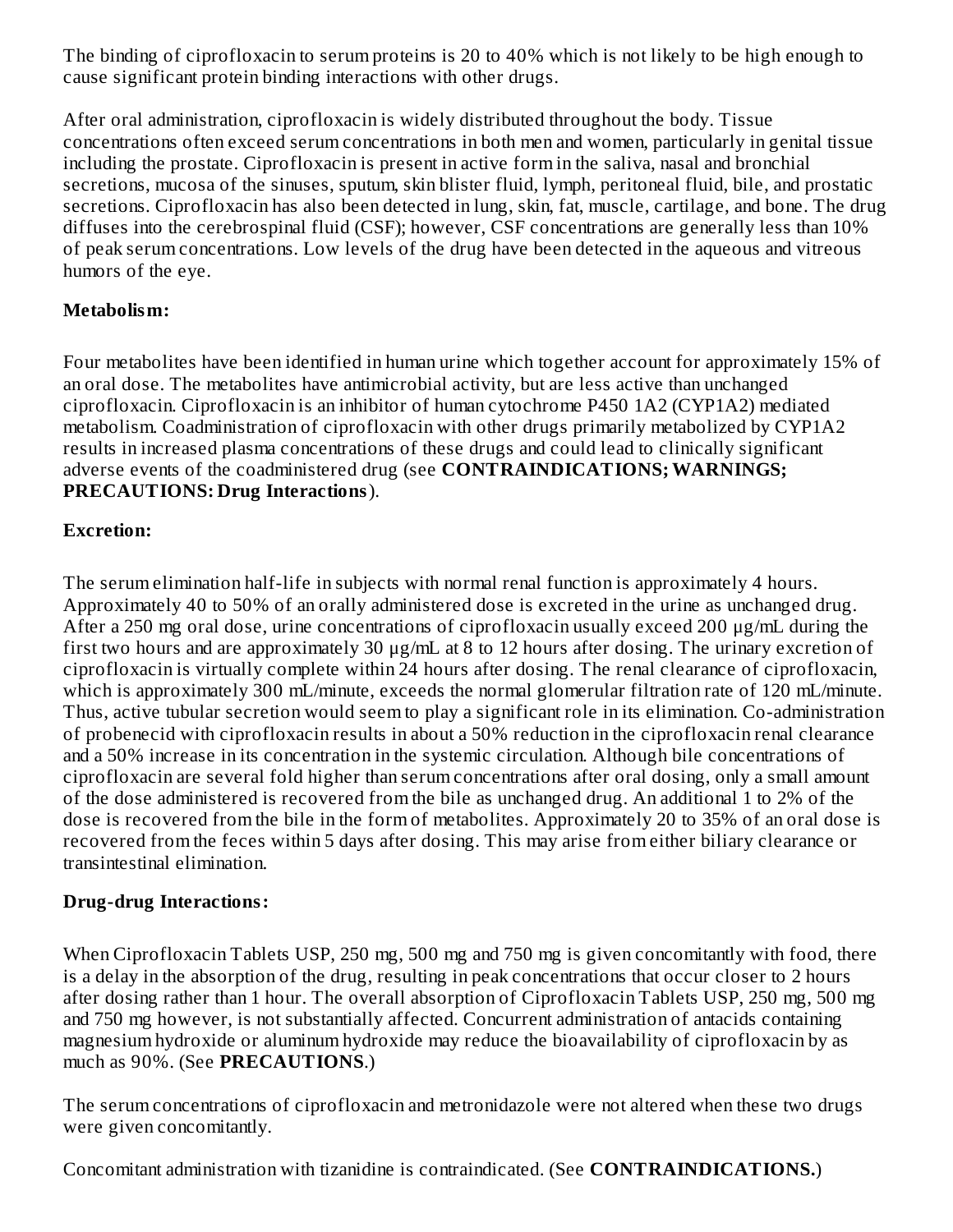The binding of ciprofloxacin to serum proteins is 20 to 40% which is not likely to be high enough to cause significant protein binding interactions with other drugs.

After oral administration, ciprofloxacin is widely distributed throughout the body. Tissue concentrations often exceed serum concentrations in both men and women, particularly in genital tissue including the prostate. Ciprofloxacin is present in active form in the saliva, nasal and bronchial secretions, mucosa of the sinuses, sputum, skin blister fluid, lymph, peritoneal fluid, bile, and prostatic secretions. Ciprofloxacin has also been detected in lung, skin, fat, muscle, cartilage, and bone. The drug diffuses into the cerebrospinal fluid (CSF); however, CSF concentrations are generally less than 10% of peak serum concentrations. Low levels of the drug have been detected in the aqueous and vitreous humors of the eye.

**Metabolism:**

Four metabolites have been identified in human urine which together account for approximately 15% of an oral dose. The metabolites have antimicrobial activity, but are less active than unchanged ciprofloxacin. Ciprofloxacin is an inhibitor of human cytochrome P450 1A2 (CYP1A2) mediated metabolism. Coadministration of ciprofloxacin with other drugs primarily metabolized by CYP1A2 results in increased plasma concentrations of these drugs and could lead to clinically significant adverse events of the coadministered drug (see **CONTRAINDICATIONS; WARNINGS; PRECAUTIONS: Drug Interactions**).

**Excretion:**

The serum elimination half-life in subjects with normal renal function is approximately 4 hours. Approximately 40 to 50% of an orally administered dose is excreted in the urine as unchanged drug. After a 250 mg oral dose, urine concentrations of ciprofloxacin usually exceed 200 µg/mL during the first two hours and are approximately 30 µg/mL at 8 to 12 hours after dosing. The urinary excretion of ciprofloxacin is virtually complete within 24 hours after dosing. The renal clearance of ciprofloxacin, which is approximately 300 mL/minute, exceeds the normal glomerular filtration rate of 120 mL/minute. Thus, active tubular secretion would seem to play a significant role in its elimination. Co-administration of probenecid with ciprofloxacin results in about a 50% reduction in the ciprofloxacin renal clearance and a 50% increase in its concentration in the systemic circulation. Although bile concentrations of ciprofloxacin are several fold higher than serum concentrations after oral dosing, only a small amount of the dose administered is recovered from the bile as unchanged drug. An additional 1 to 2% of the dose is recovered from the bile in the form of metabolites. Approximately 20 to 35% of an oral dose is recovered from the feces within 5 days after dosing. This may arise from either biliary clearance or transintestinal elimination.

**Drug-drug Interactions:**

When Ciprofloxacin Tablets USP, 250 mg, 500 mg and 750 mg is given concomitantly with food, there is a delay in the absorption of the drug, resulting in peak concentrations that occur closer to 2 hours after dosing rather than 1 hour. The overall absorption of Ciprofloxacin Tablets USP, 250 mg, 500 mg and 750 mg however, is not substantially affected. Concurrent administration of antacids containing magnesium hydroxide or aluminum hydroxide may reduce the bioavailability of ciprofloxacin by as much as 90%. (See **PRECAUTIONS**.)

The serum concentrations of ciprofloxacin and metronidazole were not altered when these two drugs were given concomitantly.

Concomitant administration with tizanidine is contraindicated. (See **CONTRAINDICATIONS.**)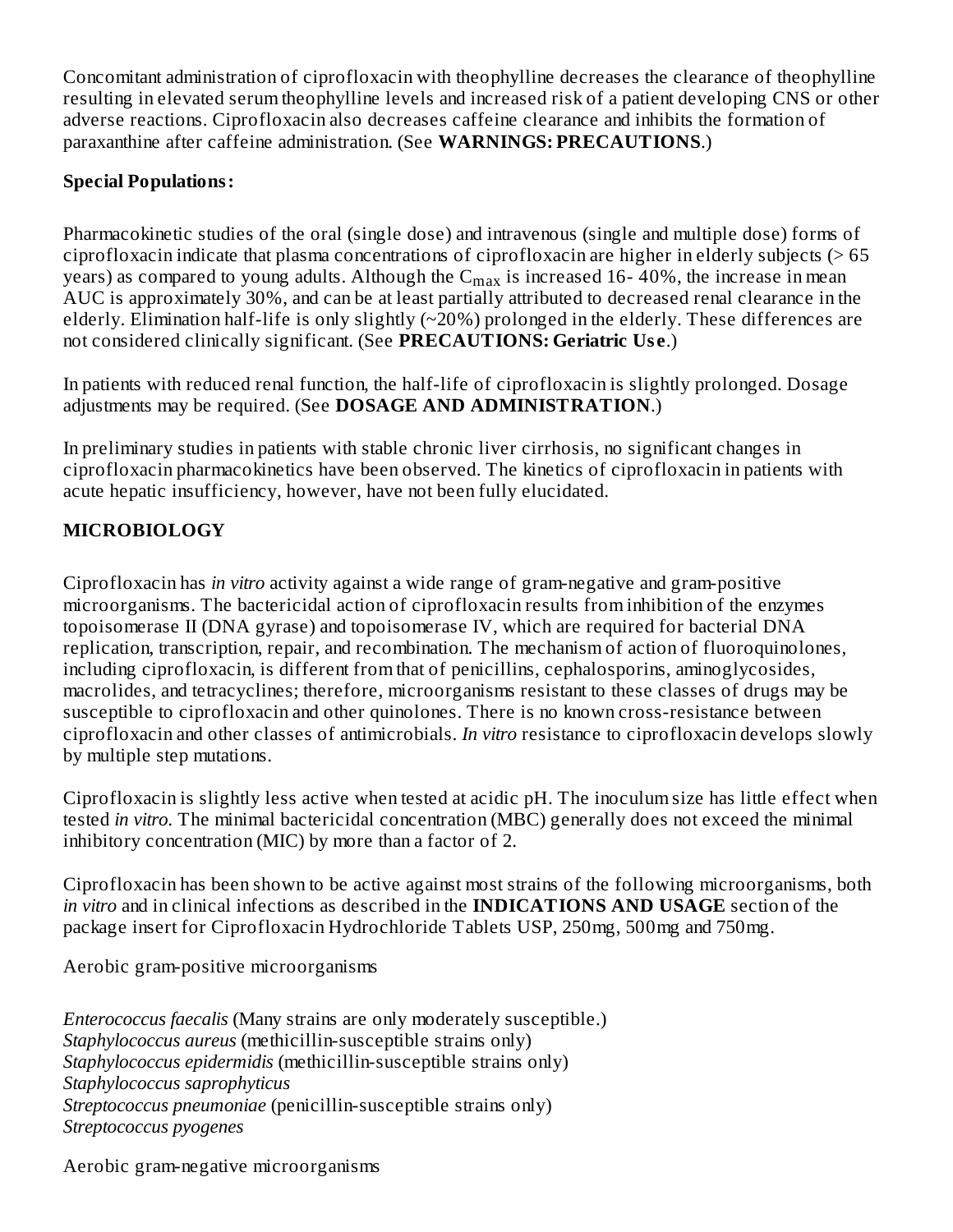Concomitant administration of ciprofloxacin with theophylline decreases the clearance of theophylline resulting in elevated serum theophylline levels and increased risk of a patient developing CNS or other adverse reactions. Ciprofloxacin also decreases caffeine clearance and inhibits the formation of paraxanthine after caffeine administration. (See **WARNINGS: PRECAUTIONS**.)

**Special Populations:**

Pharmacokinetic studies of the oral (single dose) and intravenous (single and multiple dose) forms of ciprofloxacin indicate that plasma concentrations of ciprofloxacin are higher in elderly subjects (> 65 years) as compared to young adults. Although the $C_{max}$ is increased 16- 40%, the increase in mean AUC is approximately 30%, and can be at least partially attributed to decreased renal clearance in the elderly. Elimination half-life is only slightly (~20%) prolonged in the elderly. These differences are not considered clinically significant. (See **PRECAUTIONS: Geriatric Use**.)

In patients with reduced renal function, the half-life of ciprofloxacin is slightly prolonged. Dosage adjustments may be required. (See **DOSAGE AND ADMINISTRATION**.)

In preliminary studies in patients with stable chronic liver cirrhosis, no significant changes in ciprofloxacin pharmacokinetics have been observed. The kinetics of ciprofloxacin in patients with acute hepatic insufficiency, however, have not been fully elucidated.

## MICROBIOLOGY

Ciprofloxacin has *in vitro* activity against a wide range of gram-negative and gram-positive microorganisms. The bactericidal action of ciprofloxacin results from inhibition of the enzymes topoisomerase II (DNA gyrase) and topoisomerase IV, which are required for bacterial DNA replication, transcription, repair, and recombination. The mechanism of action of fluoroquinolones, including ciprofloxacin, is different from that of penicillins, cephalosporins, aminoglycosides, macrolides, and tetracyclines; therefore, microorganisms resistant to these classes of drugs may be susceptible to ciprofloxacin and other quinolones. There is no known cross-resistance between ciprofloxacin and other classes of antimicrobials. *In vitro* resistance to ciprofloxacin develops slowly by multiple step mutations.

Ciprofloxacin is slightly less active when tested at acidic pH. The inoculum size has little effect when tested *in vitro*. The minimal bactericidal concentration (MBC) generally does not exceed the minimal inhibitory concentration (MIC) by more than a factor of 2.

Ciprofloxacin has been shown to be active against most strains of the following microorganisms, both *in vitro* and in clinical infections as described in the **INDICATIONS AND USAGE** section of the package insert for Ciprofloxacin Hydrochloride Tablets USP, 250mg, 500mg and 750mg.

Aerobic gram-positive microorganisms

*Enterococcus faecalis* (Many strains are only moderately susceptible.)
*Staphylococcus aureus* (methicillin-susceptible strains only)
*Staphylococcus epidermidis* (methicillin-susceptible strains only)
*Staphylococcus saprophyticus*
*Streptococcus pneumoniae* (penicillin-susceptible strains only)
*Streptococcus pyogenes*

Aerobic gram-negative microorganisms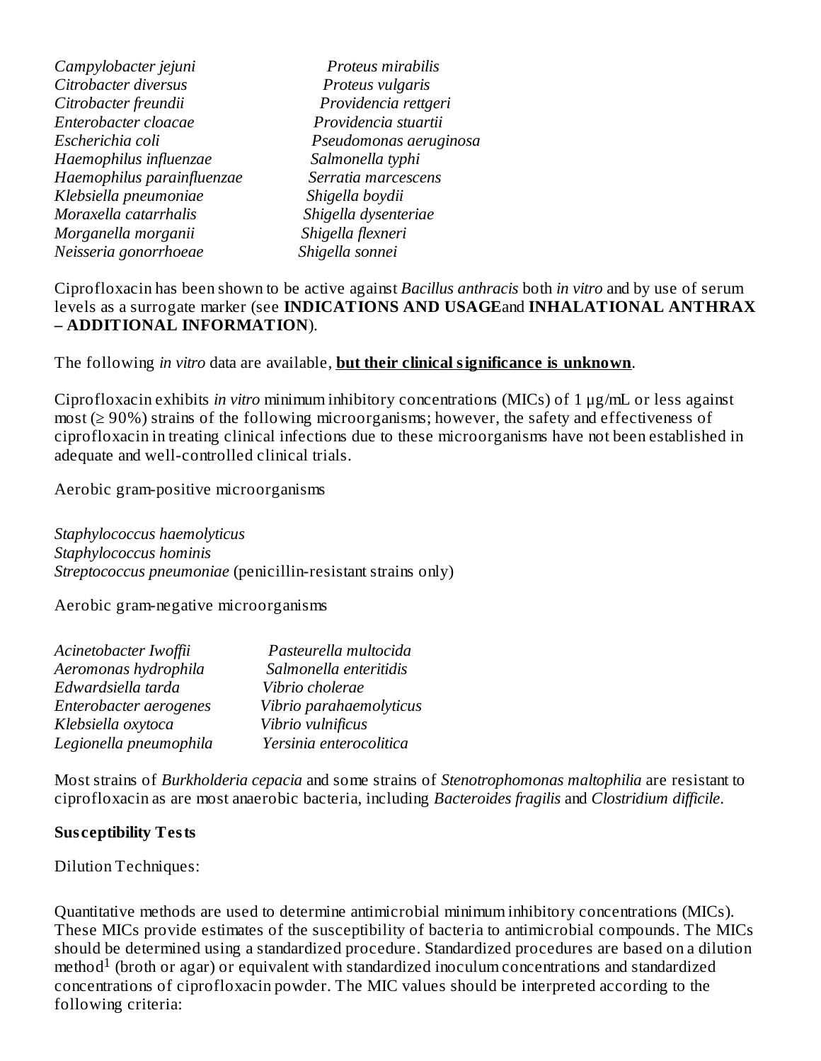*Campylobacter jejuni*
*Citrobacter diversus*
*Citrobacter freundii*
*Enterobacter cloacae*
*Escherichia coli*
*Haemophilus influenzae*
*Haemophilus parainfluenzae*
*Klebsiella pneumoniae*
*Moraxella catarrhalis*
*Morganella morganii*
*Neisseria gonorrhoeae*
*Proteus mirabilis*
*Proteus vulgaris*
*Providencia rettgeri*
*Providencia stuartii*
*Pseudomonas aeruginosa*
*Salmonella typhi*
*Serratia marcescens*
*Shigella boydii*
*Shigella dysenteriae*
*Shigella flexneri*
*Shigella sonnei*

Ciprofloxacin has been shown to be active against *Bacillus anthracis* both *in vitro* and by use of serum levels as a surrogate marker (see **INDICATIONS AND USAGE** and **INHALATIONAL ANTHRAX – ADDITIONAL INFORMATION**).

The following *in vitro* data are available, **but their clinical significance is unknown**.

Ciprofloxacin exhibits *in vitro* minimum inhibitory concentrations (MICs) of 1 μg/mL or less against most (≥ 90%) strains of the following microorganisms; however, the safety and effectiveness of ciprofloxacin in treating clinical infections due to these microorganisms have not been established in adequate and well-controlled clinical trials.

Aerobic gram-positive microorganisms

*Staphylococcus haemolyticus*
*Staphylococcus hominis*
*Streptococcus pneumoniae* (penicillin-resistant strains only)

Aerobic gram-negative microorganisms

*Acinetobacter lwoffii*
*Aeromonas hydrophila*
*Edwardsiella tarda*
*Enterobacter aerogenes*
*Klebsiella oxytoca*
*Legionella pneumophila*
*Pasteurella multocida*
*Salmonella enteritidis*
*Vibrio cholerae*
*Vibrio parahaemolyticus*
*Vibrio vulnificus*
*Yersinia enterocolitica*

Most strains of *Burkholderia cepacia* and some strains of *Stenotrophomonas maltophilia* are resistant to ciprofloxacin as are most anaerobic bacteria, including *Bacteroides fragilis* and *Clostridium difficile*.

**Susceptibility Tests**

Dilution Techniques:

Quantitative methods are used to determine antimicrobial minimum inhibitory concentrations (MICs). These MICs provide estimates of the susceptibility of bacteria to antimicrobial compounds. The MICs should be determined using a standardized procedure. Standardized procedures are based on a dilution method[1] (broth or agar) or equivalent with standardized inoculum concentrations and standardized concentrations of ciprofloxacin powder. The MIC values should be interpreted according to the following criteria: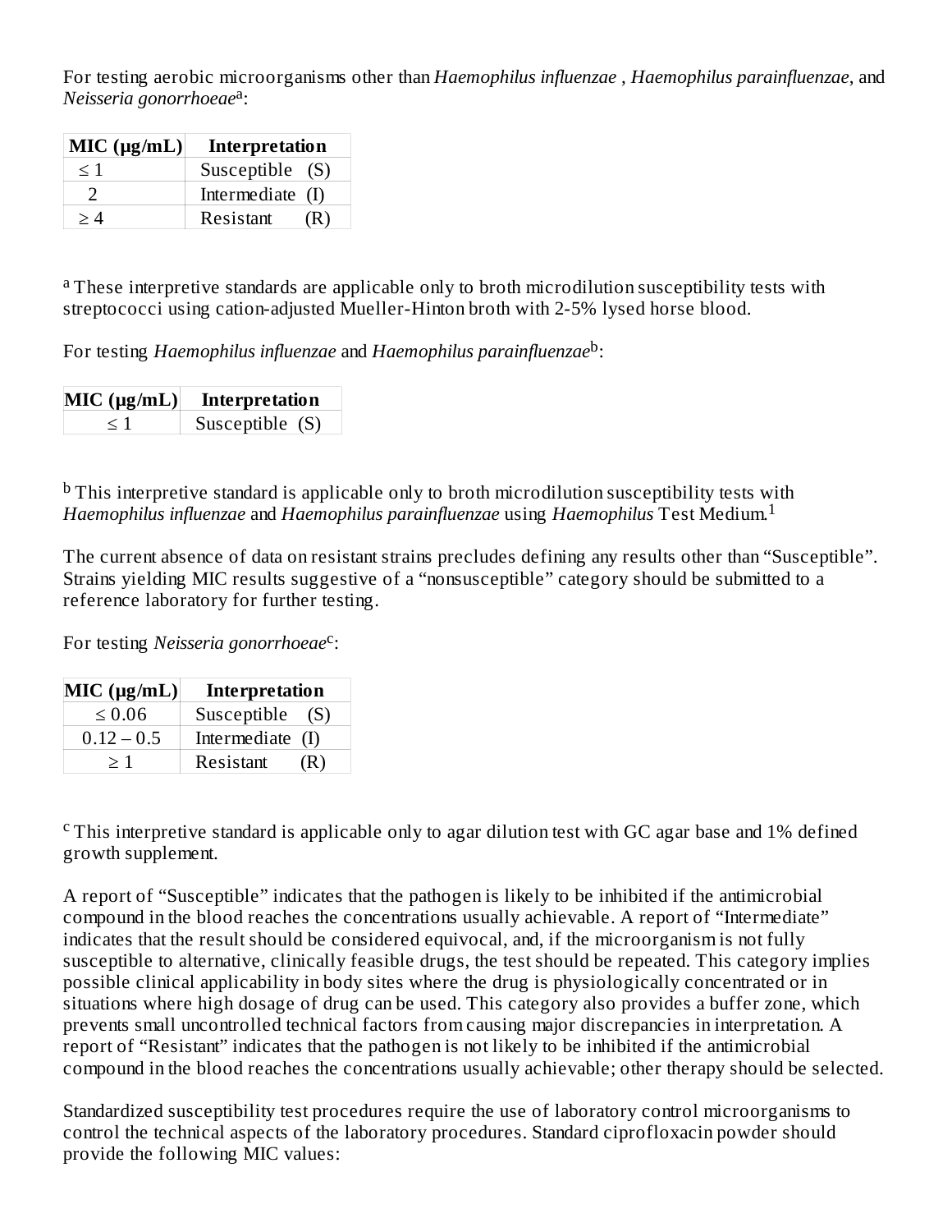For testing aerobic microorganisms other than *Haemophilus influenzae* , *Haemophilus parainfluenzae*, and *Neisseria gonorrhoeae*[a]:

| MIC (μg/mL) | Interpretation |
|---|---|
| ≤ 1 | Susceptible (S) |
| 2 | Intermediate (I) |
| ≥ 4 | Resistant (R) |

[a] These interpretive standards are applicable only to broth microdilution susceptibility tests with streptococci using cation-adjusted Mueller-Hinton broth with 2-5% lysed horse blood.

For testing *Haemophilus influenzae* and *Haemophilus parainfluenzae*[b]:

| MIC (μg/mL) | Interpretation |
|---|---|
| ≤ 1 | Susceptible (S) |

[b] This interpretive standard is applicable only to broth microdilution susceptibility tests with *Haemophilus influenzae* and *Haemophilus parainfluenzae* using *Haemophilus* Test Medium.[1]

The current absence of data on resistant strains precludes defining any results other than "Susceptible". Strains yielding MIC results suggestive of a "nonsusceptible" category should be submitted to a reference laboratory for further testing.

For testing *Neisseria gonorrhoeae*[c]:

| MIC (μg/mL) | Interpretation |
|---|---|
| ≤ 0.06 | Susceptible (S) |
| 0.12 – 0.5 | Intermediate (I) |
| ≥ 1 | Resistant (R) |

[c] This interpretive standard is applicable only to agar dilution test with GC agar base and 1% defined growth supplement.

A report of "Susceptible" indicates that the pathogen is likely to be inhibited if the antimicrobial compound in the blood reaches the concentrations usually achievable. A report of "Intermediate" indicates that the result should be considered equivocal, and, if the microorganism is not fully susceptible to alternative, clinically feasible drugs, the test should be repeated. This category implies possible clinical applicability in body sites where the drug is physiologically concentrated or in situations where high dosage of drug can be used. This category also provides a buffer zone, which prevents small uncontrolled technical factors from causing major discrepancies in interpretation. A report of "Resistant" indicates that the pathogen is not likely to be inhibited if the antimicrobial compound in the blood reaches the concentrations usually achievable; other therapy should be selected.

Standardized susceptibility test procedures require the use of laboratory control microorganisms to control the technical aspects of the laboratory procedures. Standard ciprofloxacin powder should provide the following MIC values: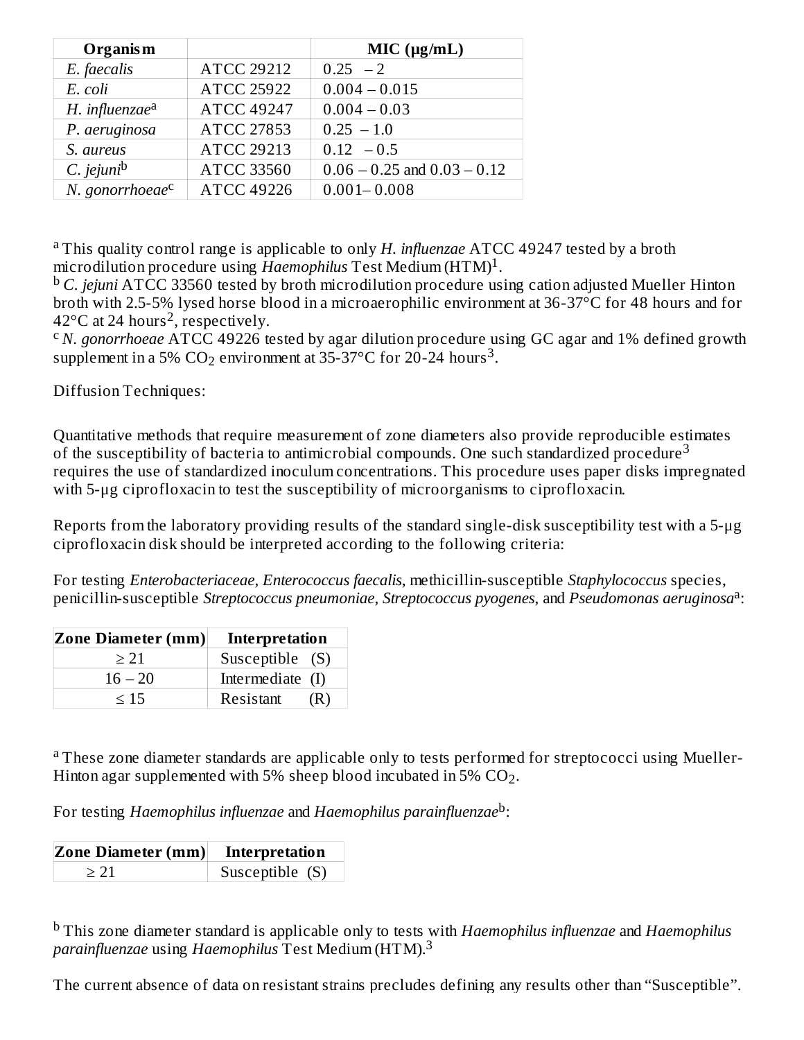| Organism | | MIC (µg/mL) |
|---|---|---|
| *E. faecalis* | ATCC 29212 | 0.25 – 2 |
| *E. coli* | ATCC 25922 | 0.004 – 0.015 |
| *H. influenzae*[a] | ATCC 49247 | 0.004 – 0.03 |
| *P. aeruginosa* | ATCC 27853 | 0.25 – 1.0 |
| *S. aureus* | ATCC 29213 | 0.12 – 0.5 |
| *C. jejuni*[b] | ATCC 33560 | 0.06 – 0.25 and 0.03 – 0.12 |
| *N. gonorrhoeae*[c] | ATCC 49226 | 0.001– 0.008 |

[a] This quality control range is applicable to only *H. influenzae* ATCC 49247 tested by a broth microdilution procedure using *Haemophilus* Test Medium (HTM)[1].
[b] *C. jejuni* ATCC 33560 tested by broth microdilution procedure using cation adjusted Mueller Hinton broth with 2.5-5% lysed horse blood in a microaerophilic environment at 36-37°C for 48 hours and for 42°C at 24 hours[2], respectively.
[c] *N. gonorrhoeae* ATCC 49226 tested by agar dilution procedure using GC agar and 1% defined growth supplement in a 5% $CO_2$ environment at 35-37°C for 20-24 hours[3].

Diffusion Techniques:

Quantitative methods that require measurement of zone diameters also provide reproducible estimates of the susceptibility of bacteria to antimicrobial compounds. One such standardized procedure[3] requires the use of standardized inoculum concentrations. This procedure uses paper disks impregnated with 5-µg ciprofloxacin to test the susceptibility of microorganisms to ciprofloxacin.

Reports from the laboratory providing results of the standard single-disk susceptibility test with a 5-µg ciprofloxacin disk should be interpreted according to the following criteria:

For testing *Enterobacteriaceae*, *Enterococcus faecalis*, methicillin-susceptible *Staphylococcus* species, penicillin-susceptible *Streptococcus pneumoniae*, *Streptococcus pyogenes*, and *Pseudomonas aeruginosa*[a]:

| Zone Diameter (mm) | Interpretation |
|---|---|
| ≥ 21 | Susceptible (S) |
| 16 – 20 | Intermediate (I) |
| ≤ 15 | Resistant (R) |

[a] These zone diameter standards are applicable only to tests performed for streptococci using Mueller-Hinton agar supplemented with 5% sheep blood incubated in 5% $CO_2$.

For testing *Haemophilus influenzae* and *Haemophilus parainfluenzae*[b]:

| Zone Diameter (mm) | Interpretation |
|---|---|
| ≥ 21 | Susceptible (S) |

[b] This zone diameter standard is applicable only to tests with *Haemophilus influenzae* and *Haemophilus parainfluenzae* using *Haemophilus* Test Medium (HTM).[3]

The current absence of data on resistant strains precludes defining any results other than "Susceptible".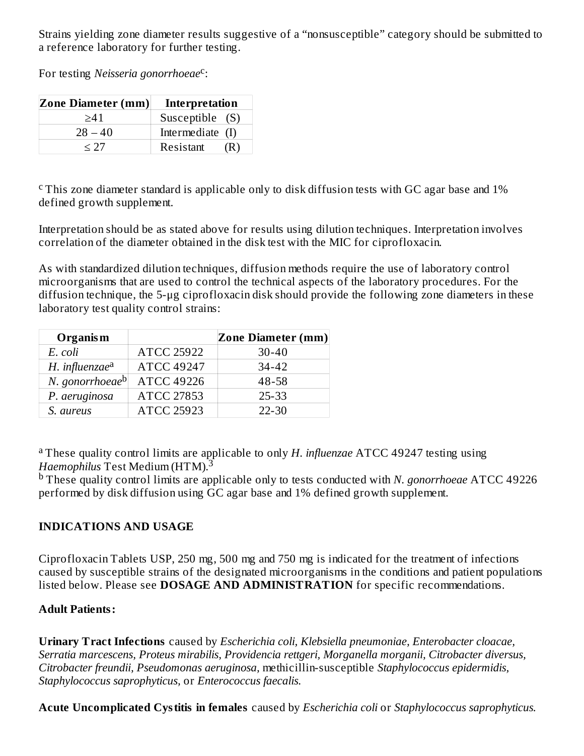Strains yielding zone diameter results suggestive of a "nonsusceptible" category should be submitted to a reference laboratory for further testing.

For testing *Neisseria gonorrhoeae*[c]:

| Zone Diameter (mm) | Interpretation |
|---|---|
| ≥41 | Susceptible (S) |
| 28 – 40 | Intermediate (I) |
| ≤ 27 | Resistant (R) |

[c] This zone diameter standard is applicable only to disk diffusion tests with GC agar base and 1% defined growth supplement.

Interpretation should be as stated above for results using dilution techniques. Interpretation involves correlation of the diameter obtained in the disk test with the MIC for ciprofloxacin.

As with standardized dilution techniques, diffusion methods require the use of laboratory control microorganisms that are used to control the technical aspects of the laboratory procedures. For the diffusion technique, the 5-µg ciprofloxacin disk should provide the following zone diameters in these laboratory test quality control strains:

| Organism | | Zone Diameter (mm) |
|---|---|---|
| *E. coli* | ATCC 25922 | 30-40 |
| *H. influenzae*[a] | ATCC 49247 | 34-42 |
| *N. gonorrhoeae*[b] | ATCC 49226 | 48-58 |
| *P. aeruginosa* | ATCC 27853 | 25-33 |
| *S. aureus* | ATCC 25923 | 22-30 |

[a] These quality control limits are applicable to only *H. influenzae* ATCC 49247 testing using *Haemophilus* Test Medium (HTM).[3]
[b] These quality control limits are applicable only to tests conducted with *N. gonorrhoeae* ATCC 49226 performed by disk diffusion using GC agar base and 1% defined growth supplement.

## INDICATIONS AND USAGE

Ciprofloxacin Tablets USP, 250 mg, 500 mg and 750 mg is indicated for the treatment of infections caused by susceptible strains of the designated microorganisms in the conditions and patient populations listed below. Please see **DOSAGE AND ADMINISTRATION** for specific recommendations.

**Adult Patients:**

**Urinary Tract Infections** caused by *Escherichia coli, Klebsiella pneumoniae, Enterobacter cloacae, Serratia marcescens, Proteus mirabilis, Providencia rettgeri, Morganella morganii, Citrobacter diversus, Citrobacter freundii, Pseudomonas aeruginosa,* methicillin-susceptible *Staphylococcus epidermidis, Staphylococcus saprophyticus,* or *Enterococcus faecalis.*

**Acute Uncomplicated Cystitis in females** caused by *Escherichia coli* or *Staphylococcus saprophyticus.*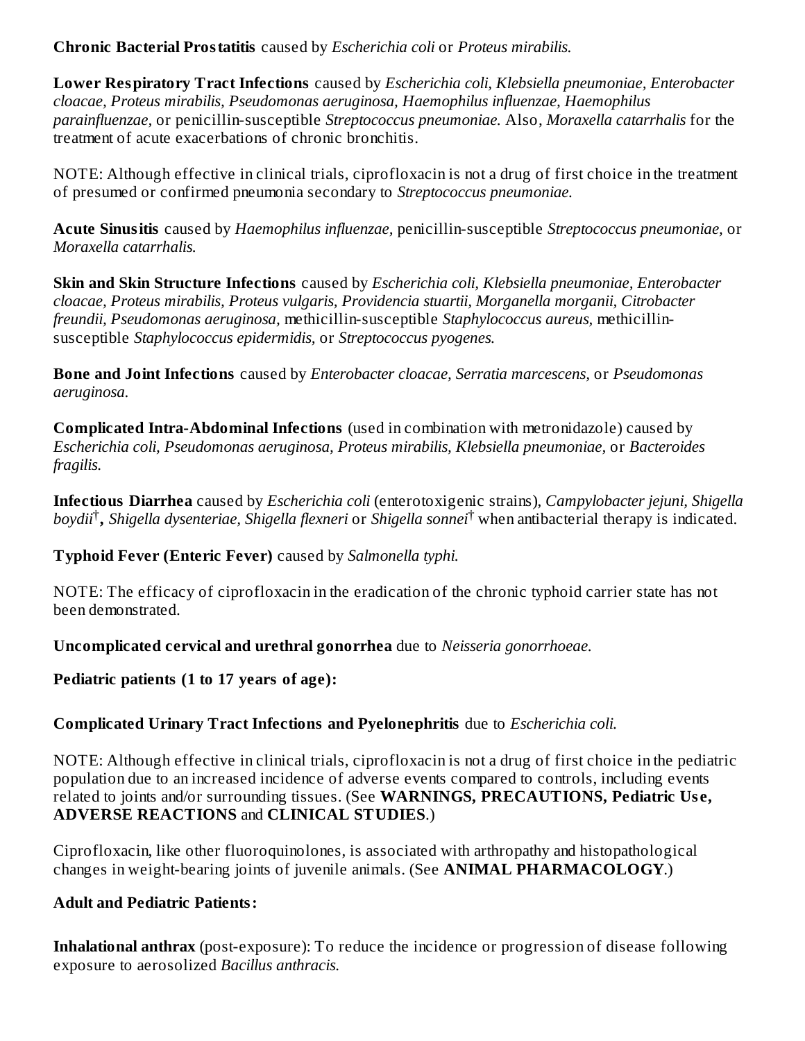**Chronic Bacterial Prostatitis** caused by *Escherichia coli* or *Proteus mirabilis.*

**Lower Respiratory Tract Infections** caused by *Escherichia coli, Klebsiella pneumoniae, Enterobacter cloacae, Proteus mirabilis, Pseudomonas aeruginosa, Haemophilus influenzae, Haemophilus parainfluenzae,* or penicillin-susceptible *Streptococcus pneumoniae.* Also, *Moraxella catarrhalis* for the treatment of acute exacerbations of chronic bronchitis.

NOTE: Although effective in clinical trials, ciprofloxacin is not a drug of first choice in the treatment of presumed or confirmed pneumonia secondary to *Streptococcus pneumoniae.*

**Acute Sinusitis** caused by *Haemophilus influenzae,* penicillin-susceptible *Streptococcus pneumoniae,* or *Moraxella catarrhalis.*

**Skin and Skin Structure Infections** caused by *Escherichia coli, Klebsiella pneumoniae, Enterobacter cloacae, Proteus mirabilis, Proteus vulgaris, Providencia stuartii, Morganella morganii, Citrobacter freundii, Pseudomonas aeruginosa,* methicillin-susceptible *Staphylococcus aureus,* methicillin-susceptible *Staphylococcus epidermidis,* or *Streptococcus pyogenes.*

**Bone and Joint Infections** caused by *Enterobacter cloacae, Serratia marcescens,* or *Pseudomonas aeruginosa.*

**Complicated Intra-Abdominal Infections** (used in combination with metronidazole) caused by *Escherichia coli, Pseudomonas aeruginosa, Proteus mirabilis, Klebsiella pneumoniae,* or *Bacteroides fragilis.*

**Infectious Diarrhea** caused by *Escherichia coli* (enterotoxigenic strains), *Campylobacter jejuni, Shigella boydii*†**,** *Shigella dysenteriae, Shigella flexneri* or *Shigella sonnei*† when antibacterial therapy is indicated.

**Typhoid Fever (Enteric Fever)** caused by *Salmonella typhi.*

NOTE: The efficacy of ciprofloxacin in the eradication of the chronic typhoid carrier state has not been demonstrated.

**Uncomplicated cervical and urethral gonorrhea** due to *Neisseria gonorrhoeae.*

**Pediatric patients (1 to 17 years of age):**

**Complicated Urinary Tract Infections and Pyelonephritis** due to *Escherichia coli.*

NOTE: Although effective in clinical trials, ciprofloxacin is not a drug of first choice in the pediatric population due to an increased incidence of adverse events compared to controls, including events related to joints and/or surrounding tissues. (See **WARNINGS, PRECAUTIONS, Pediatric Use, ADVERSE REACTIONS** and **CLINICAL STUDIES**.)

Ciprofloxacin, like other fluoroquinolones, is associated with arthropathy and histopathological changes in weight-bearing joints of juvenile animals. (See **ANIMAL PHARMACOLOGY**.)

**Adult and Pediatric Patients:**

**Inhalational anthrax** (post-exposure): To reduce the incidence or progression of disease following exposure to aerosolized *Bacillus anthracis.*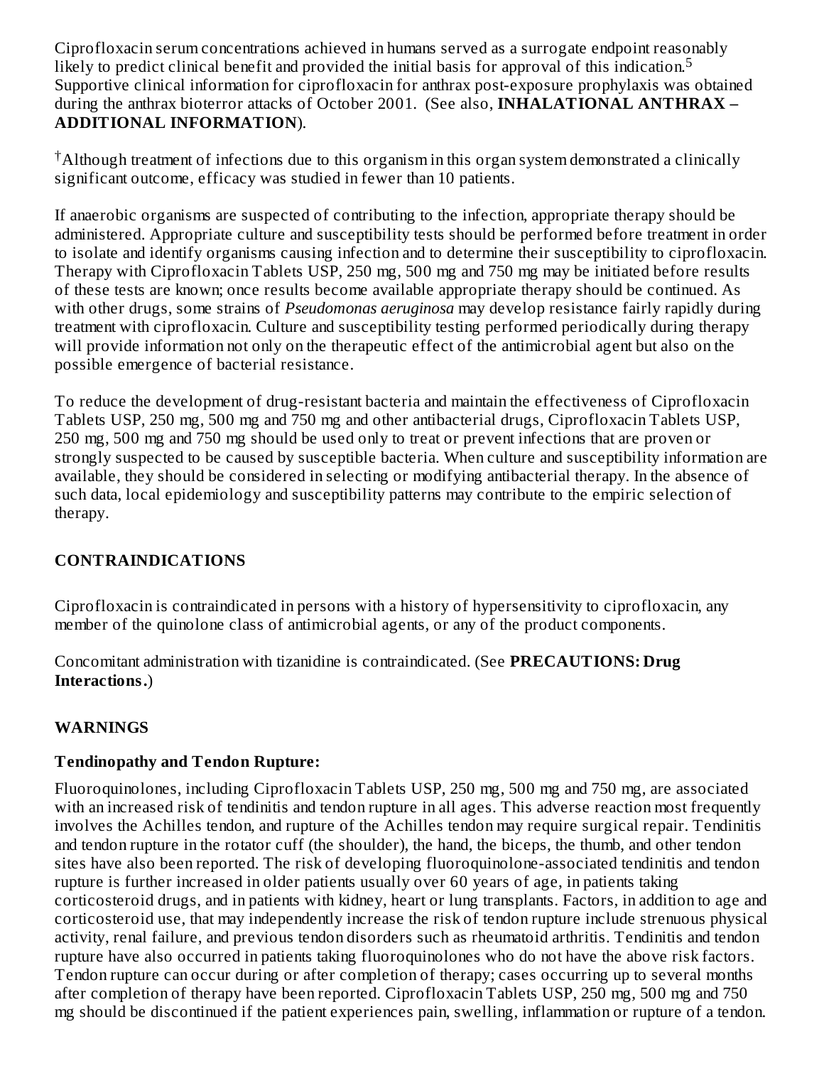Ciprofloxacin serum concentrations achieved in humans served as a surrogate endpoint reasonably likely to predict clinical benefit and provided the initial basis for approval of this indication.[5] Supportive clinical information for ciprofloxacin for anthrax post-exposure prophylaxis was obtained during the anthrax bioterror attacks of October 2001. (See also, **INHALATIONAL ANTHRAX – ADDITIONAL INFORMATION**).

[†]Although treatment of infections due to this organism in this organ system demonstrated a clinically significant outcome, efficacy was studied in fewer than 10 patients.

If anaerobic organisms are suspected of contributing to the infection, appropriate therapy should be administered. Appropriate culture and susceptibility tests should be performed before treatment in order to isolate and identify organisms causing infection and to determine their susceptibility to ciprofloxacin. Therapy with Ciprofloxacin Tablets USP, 250 mg, 500 mg and 750 mg may be initiated before results of these tests are known; once results become available appropriate therapy should be continued. As with other drugs, some strains of *Pseudomonas aeruginosa* may develop resistance fairly rapidly during treatment with ciprofloxacin. Culture and susceptibility testing performed periodically during therapy will provide information not only on the therapeutic effect of the antimicrobial agent but also on the possible emergence of bacterial resistance.

To reduce the development of drug-resistant bacteria and maintain the effectiveness of Ciprofloxacin Tablets USP, 250 mg, 500 mg and 750 mg and other antibacterial drugs, Ciprofloxacin Tablets USP, 250 mg, 500 mg and 750 mg should be used only to treat or prevent infections that are proven or strongly suspected to be caused by susceptible bacteria. When culture and susceptibility information are available, they should be considered in selecting or modifying antibacterial therapy. In the absence of such data, local epidemiology and susceptibility patterns may contribute to the empiric selection of therapy.

## CONTRAINDICATIONS

Ciprofloxacin is contraindicated in persons with a history of hypersensitivity to ciprofloxacin, any member of the quinolone class of antimicrobial agents, or any of the product components.

Concomitant administration with tizanidine is contraindicated. (See **PRECAUTIONS: Drug Interactions.**)

## WARNINGS

### Tendinopathy and Tendon Rupture:

Fluoroquinolones, including Ciprofloxacin Tablets USP, 250 mg, 500 mg and 750 mg, are associated with an increased risk of tendinitis and tendon rupture in all ages. This adverse reaction most frequently involves the Achilles tendon, and rupture of the Achilles tendon may require surgical repair. Tendinitis and tendon rupture in the rotator cuff (the shoulder), the hand, the biceps, the thumb, and other tendon sites have also been reported. The risk of developing fluoroquinolone-associated tendinitis and tendon rupture is further increased in older patients usually over 60 years of age, in patients taking corticosteroid drugs, and in patients with kidney, heart or lung transplants. Factors, in addition to age and corticosteroid use, that may independently increase the risk of tendon rupture include strenuous physical activity, renal failure, and previous tendon disorders such as rheumatoid arthritis. Tendinitis and tendon rupture have also occurred in patients taking fluoroquinolones who do not have the above risk factors. Tendon rupture can occur during or after completion of therapy; cases occurring up to several months after completion of therapy have been reported. Ciprofloxacin Tablets USP, 250 mg, 500 mg and 750 mg should be discontinued if the patient experiences pain, swelling, inflammation or rupture of a tendon.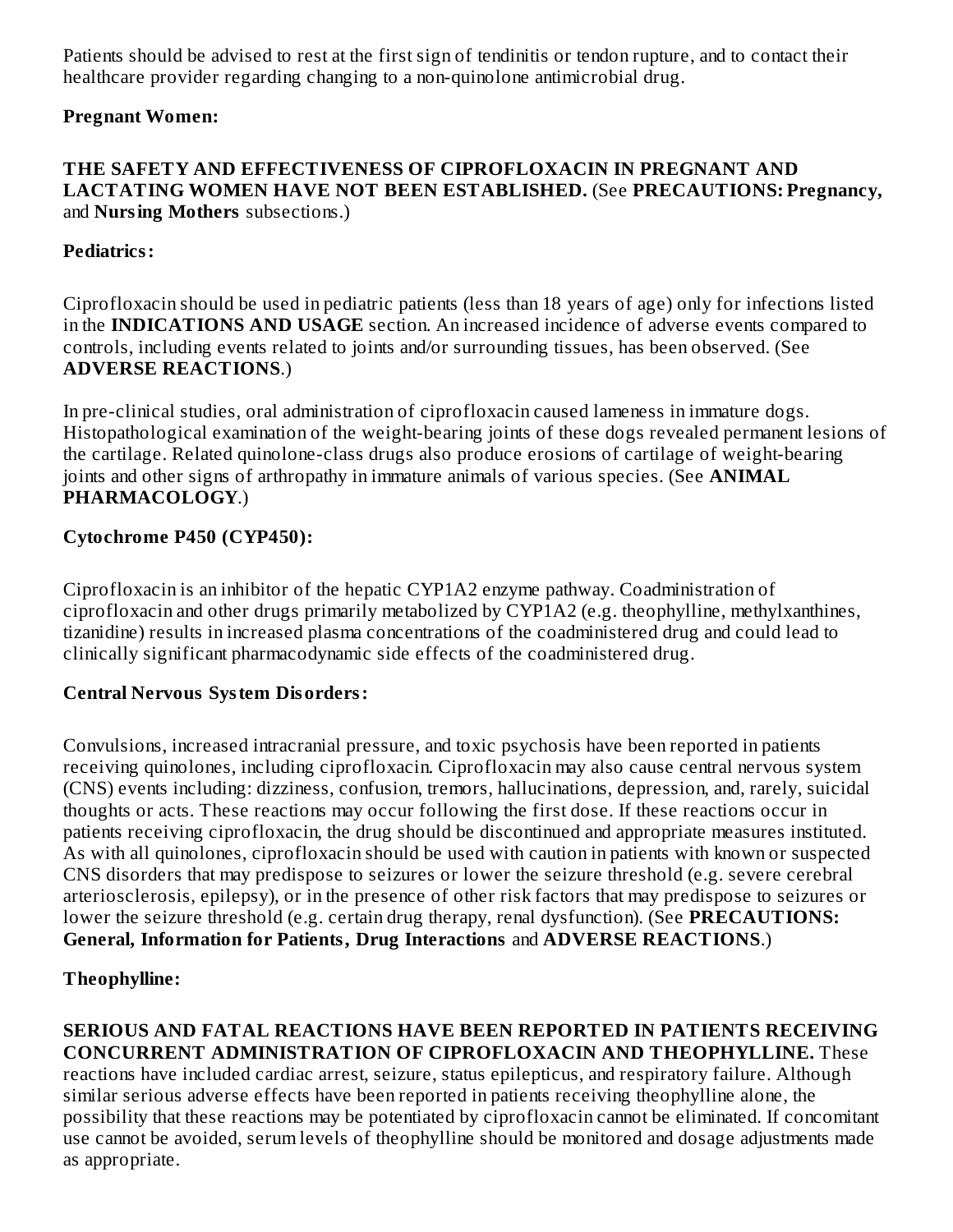Patients should be advised to rest at the first sign of tendinitis or tendon rupture, and to contact their healthcare provider regarding changing to a non-quinolone antimicrobial drug.

**Pregnant Women:**

**THE SAFETY AND EFFECTIVENESS OF CIPROFLOXACIN IN PREGNANT AND LACTATING WOMEN HAVE NOT BEEN ESTABLISHED.** (See **PRECAUTIONS: Pregnancy,** and **Nursing Mothers** subsections.)

**Pediatrics:**

Ciprofloxacin should be used in pediatric patients (less than 18 years of age) only for infections listed in the **INDICATIONS AND USAGE** section. An increased incidence of adverse events compared to controls, including events related to joints and/or surrounding tissues, has been observed. (See **ADVERSE REACTIONS**.)

In pre-clinical studies, oral administration of ciprofloxacin caused lameness in immature dogs. Histopathological examination of the weight-bearing joints of these dogs revealed permanent lesions of the cartilage. Related quinolone-class drugs also produce erosions of cartilage of weight-bearing joints and other signs of arthropathy in immature animals of various species. (See **ANIMAL PHARMACOLOGY**.)

**Cytochrome P450 (CYP450):**

Ciprofloxacin is an inhibitor of the hepatic CYP1A2 enzyme pathway. Coadministration of ciprofloxacin and other drugs primarily metabolized by CYP1A2 (e.g. theophylline, methylxanthines, tizanidine) results in increased plasma concentrations of the coadministered drug and could lead to clinically significant pharmacodynamic side effects of the coadministered drug.

**Central Nervous System Disorders:**

Convulsions, increased intracranial pressure, and toxic psychosis have been reported in patients receiving quinolones, including ciprofloxacin. Ciprofloxacin may also cause central nervous system (CNS) events including: dizziness, confusion, tremors, hallucinations, depression, and, rarely, suicidal thoughts or acts. These reactions may occur following the first dose. If these reactions occur in patients receiving ciprofloxacin, the drug should be discontinued and appropriate measures instituted. As with all quinolones, ciprofloxacin should be used with caution in patients with known or suspected CNS disorders that may predispose to seizures or lower the seizure threshold (e.g. severe cerebral arteriosclerosis, epilepsy), or in the presence of other risk factors that may predispose to seizures or lower the seizure threshold (e.g. certain drug therapy, renal dysfunction). (See **PRECAUTIONS: General, Information for Patients, Drug Interactions** and **ADVERSE REACTIONS**.)

**Theophylline:**

**SERIOUS AND FATAL REACTIONS HAVE BEEN REPORTED IN PATIENTS RECEIVING CONCURRENT ADMINISTRATION OF CIPROFLOXACIN AND THEOPHYLLINE.** These reactions have included cardiac arrest, seizure, status epilepticus, and respiratory failure. Although similar serious adverse effects have been reported in patients receiving theophylline alone, the possibility that these reactions may be potentiated by ciprofloxacin cannot be eliminated. If concomitant use cannot be avoided, serum levels of theophylline should be monitored and dosage adjustments made as appropriate.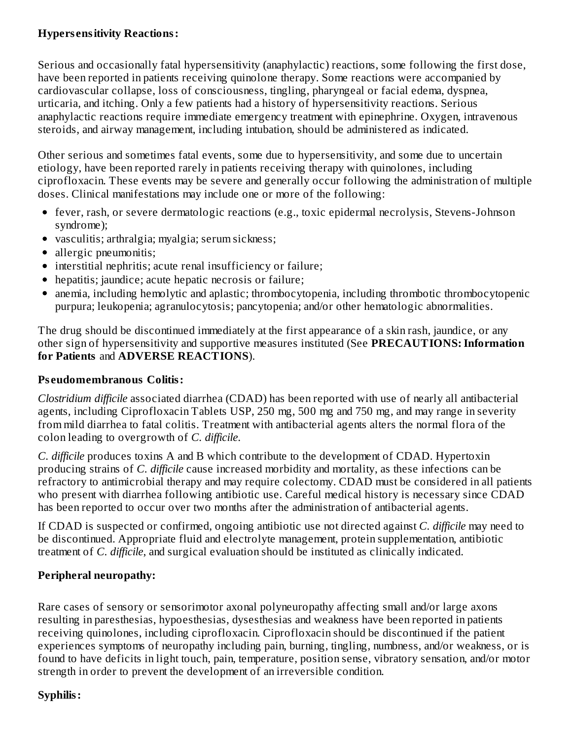**Hypersensitivity Reactions:**

Serious and occasionally fatal hypersensitivity (anaphylactic) reactions, some following the first dose, have been reported in patients receiving quinolone therapy. Some reactions were accompanied by cardiovascular collapse, loss of consciousness, tingling, pharyngeal or facial edema, dyspnea, urticaria, and itching. Only a few patients had a history of hypersensitivity reactions. Serious anaphylactic reactions require immediate emergency treatment with epinephrine. Oxygen, intravenous steroids, and airway management, including intubation, should be administered as indicated.

Other serious and sometimes fatal events, some due to hypersensitivity, and some due to uncertain etiology, have been reported rarely in patients receiving therapy with quinolones, including ciprofloxacin. These events may be severe and generally occur following the administration of multiple doses. Clinical manifestations may include one or more of the following:

- fever, rash, or severe dermatologic reactions (e.g., toxic epidermal necrolysis, Stevens-Johnson syndrome);
- vasculitis; arthralgia; myalgia; serum sickness;
- allergic pneumonitis;
- interstitial nephritis; acute renal insufficiency or failure;
- hepatitis; jaundice; acute hepatic necrosis or failure;
- anemia, including hemolytic and aplastic; thrombocytopenia, including thrombotic thrombocytopenic purpura; leukopenia; agranulocytosis; pancytopenia; and/or other hematologic abnormalities.

The drug should be discontinued immediately at the first appearance of a skin rash, jaundice, or any other sign of hypersensitivity and supportive measures instituted (See **PRECAUTIONS: Information for Patients** and **ADVERSE REACTIONS**).

**Pseudomembranous Colitis:**

*Clostridium difficile* associated diarrhea (CDAD) has been reported with use of nearly all antibacterial agents, including Ciprofloxacin Tablets USP, 250 mg, 500 mg and 750 mg, and may range in severity from mild diarrhea to fatal colitis. Treatment with antibacterial agents alters the normal flora of the colon leading to overgrowth of *C. difficile*.

*C. difficile* produces toxins A and B which contribute to the development of CDAD. Hypertoxin producing strains of *C. difficile* cause increased morbidity and mortality, as these infections can be refractory to antimicrobial therapy and may require colectomy. CDAD must be considered in all patients who present with diarrhea following antibiotic use. Careful medical history is necessary since CDAD has been reported to occur over two months after the administration of antibacterial agents.

If CDAD is suspected or confirmed, ongoing antibiotic use not directed against *C. difficile* may need to be discontinued. Appropriate fluid and electrolyte management, protein supplementation, antibiotic treatment of *C. difficile*, and surgical evaluation should be instituted as clinically indicated.

**Peripheral neuropathy:**

Rare cases of sensory or sensorimotor axonal polyneuropathy affecting small and/or large axons resulting in paresthesias, hypoesthesias, dysesthesias and weakness have been reported in patients receiving quinolones, including ciprofloxacin. Ciprofloxacin should be discontinued if the patient experiences symptoms of neuropathy including pain, burning, tingling, numbness, and/or weakness, or is found to have deficits in light touch, pain, temperature, position sense, vibratory sensation, and/or motor strength in order to prevent the development of an irreversible condition.

**Syphilis:**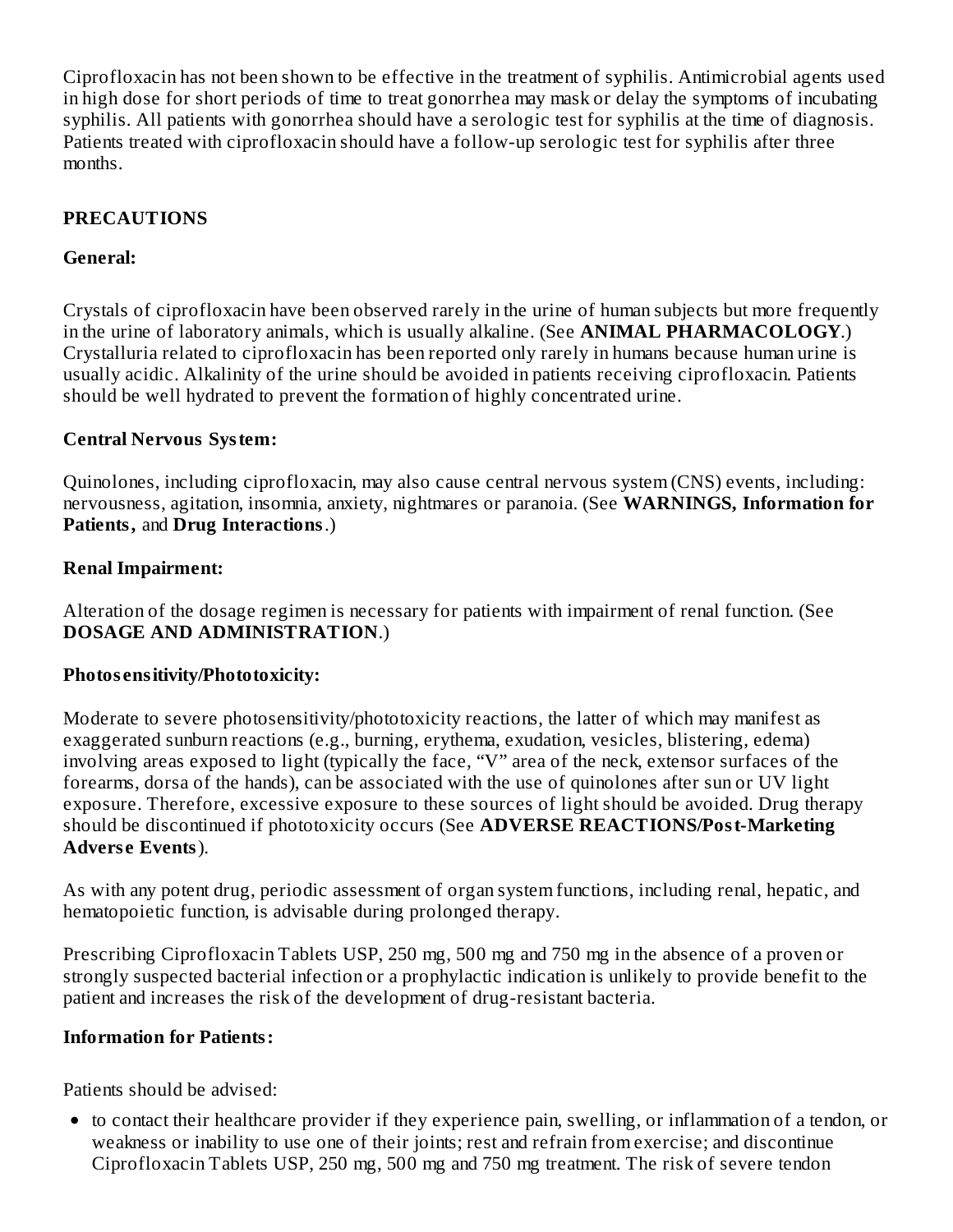Ciprofloxacin has not been shown to be effective in the treatment of syphilis. Antimicrobial agents used in high dose for short periods of time to treat gonorrhea may mask or delay the symptoms of incubating syphilis. All patients with gonorrhea should have a serologic test for syphilis at the time of diagnosis. Patients treated with ciprofloxacin should have a follow-up serologic test for syphilis after three months.

## PRECAUTIONS

### General:

Crystals of ciprofloxacin have been observed rarely in the urine of human subjects but more frequently in the urine of laboratory animals, which is usually alkaline. (See **ANIMAL PHARMACOLOGY**.) Crystalluria related to ciprofloxacin has been reported only rarely in humans because human urine is usually acidic. Alkalinity of the urine should be avoided in patients receiving ciprofloxacin. Patients should be well hydrated to prevent the formation of highly concentrated urine.

### Central Nervous System:

Quinolones, including ciprofloxacin, may also cause central nervous system (CNS) events, including: nervousness, agitation, insomnia, anxiety, nightmares or paranoia. (See **WARNINGS, Information for Patients,** and **Drug Interactions**.)

### Renal Impairment:

Alteration of the dosage regimen is necessary for patients with impairment of renal function. (See **DOSAGE AND ADMINISTRATION**.)

### Photosensitivity/Phototoxicity:

Moderate to severe photosensitivity/phototoxicity reactions, the latter of which may manifest as exaggerated sunburn reactions (e.g., burning, erythema, exudation, vesicles, blistering, edema) involving areas exposed to light (typically the face, "V" area of the neck, extensor surfaces of the forearms, dorsa of the hands), can be associated with the use of quinolones after sun or UV light exposure. Therefore, excessive exposure to these sources of light should be avoided. Drug therapy should be discontinued if phototoxicity occurs (See **ADVERSE REACTIONS/Post-Marketing Adverse Events**).

As with any potent drug, periodic assessment of organ system functions, including renal, hepatic, and hematopoietic function, is advisable during prolonged therapy.

Prescribing Ciprofloxacin Tablets USP, 250 mg, 500 mg and 750 mg in the absence of a proven or strongly suspected bacterial infection or a prophylactic indication is unlikely to provide benefit to the patient and increases the risk of the development of drug-resistant bacteria.

### Information for Patients:

Patients should be advised:

- to contact their healthcare provider if they experience pain, swelling, or inflammation of a tendon, or weakness or inability to use one of their joints; rest and refrain from exercise; and discontinue Ciprofloxacin Tablets USP, 250 mg, 500 mg and 750 mg treatment. The risk of severe tendon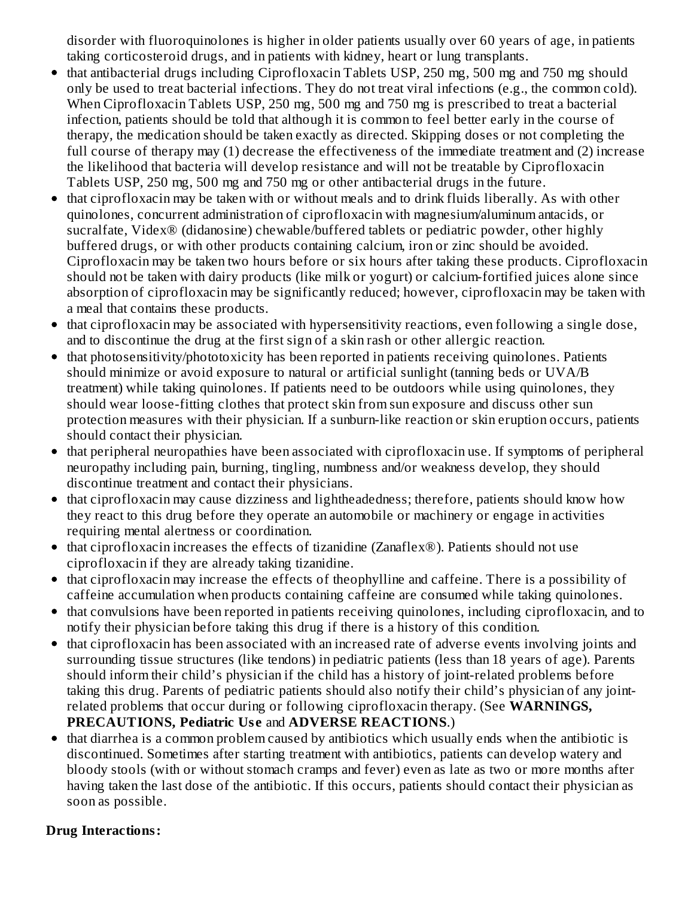disorder with fluoroquinolones is higher in older patients usually over 60 years of age, in patients taking corticosteroid drugs, and in patients with kidney, heart or lung transplants.

- that antibacterial drugs including Ciprofloxacin Tablets USP, 250 mg, 500 mg and 750 mg should only be used to treat bacterial infections. They do not treat viral infections (e.g., the common cold). When Ciprofloxacin Tablets USP, 250 mg, 500 mg and 750 mg is prescribed to treat a bacterial infection, patients should be told that although it is common to feel better early in the course of therapy, the medication should be taken exactly as directed. Skipping doses or not completing the full course of therapy may (1) decrease the effectiveness of the immediate treatment and (2) increase the likelihood that bacteria will develop resistance and will not be treatable by Ciprofloxacin Tablets USP, 250 mg, 500 mg and 750 mg or other antibacterial drugs in the future.
- that ciprofloxacin may be taken with or without meals and to drink fluids liberally. As with other quinolones, concurrent administration of ciprofloxacin with magnesium/aluminum antacids, or sucralfate, Videx® (didanosine) chewable/buffered tablets or pediatric powder, other highly buffered drugs, or with other products containing calcium, iron or zinc should be avoided. Ciprofloxacin may be taken two hours before or six hours after taking these products. Ciprofloxacin should not be taken with dairy products (like milk or yogurt) or calcium-fortified juices alone since absorption of ciprofloxacin may be significantly reduced; however, ciprofloxacin may be taken with a meal that contains these products.
- that ciprofloxacin may be associated with hypersensitivity reactions, even following a single dose, and to discontinue the drug at the first sign of a skin rash or other allergic reaction.
- that photosensitivity/phototoxicity has been reported in patients receiving quinolones. Patients should minimize or avoid exposure to natural or artificial sunlight (tanning beds or UVA/B treatment) while taking quinolones. If patients need to be outdoors while using quinolones, they should wear loose-fitting clothes that protect skin from sun exposure and discuss other sun protection measures with their physician. If a sunburn-like reaction or skin eruption occurs, patients should contact their physician.
- that peripheral neuropathies have been associated with ciprofloxacin use. If symptoms of peripheral neuropathy including pain, burning, tingling, numbness and/or weakness develop, they should discontinue treatment and contact their physicians.
- that ciprofloxacin may cause dizziness and lightheadedness; therefore, patients should know how they react to this drug before they operate an automobile or machinery or engage in activities requiring mental alertness or coordination.
- that ciprofloxacin increases the effects of tizanidine (Zanaflex®). Patients should not use ciprofloxacin if they are already taking tizanidine.
- that ciprofloxacin may increase the effects of theophylline and caffeine. There is a possibility of caffeine accumulation when products containing caffeine are consumed while taking quinolones.
- that convulsions have been reported in patients receiving quinolones, including ciprofloxacin, and to notify their physician before taking this drug if there is a history of this condition.
- that ciprofloxacin has been associated with an increased rate of adverse events involving joints and surrounding tissue structures (like tendons) in pediatric patients (less than 18 years of age). Parents should inform their child's physician if the child has a history of joint-related problems before taking this drug. Parents of pediatric patients should also notify their child's physician of any joint-related problems that occur during or following ciprofloxacin therapy. (See **WARNINGS, PRECAUTIONS, Pediatric Use** and **ADVERSE REACTIONS**.)
- that diarrhea is a common problem caused by antibiotics which usually ends when the antibiotic is discontinued. Sometimes after starting treatment with antibiotics, patients can develop watery and bloody stools (with or without stomach cramps and fever) even as late as two or more months after having taken the last dose of the antibiotic. If this occurs, patients should contact their physician as soon as possible.

**Drug Interactions:**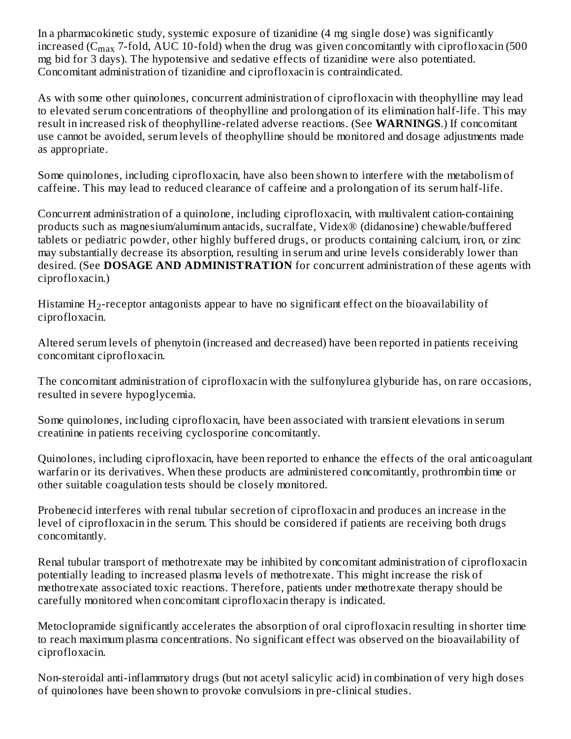In a pharmacokinetic study, systemic exposure of tizanidine (4 mg single dose) was significantly increased ($C_{max}$ 7-fold, AUC 10-fold) when the drug was given concomitantly with ciprofloxacin (500 mg bid for 3 days). The hypotensive and sedative effects of tizanidine were also potentiated. Concomitant administration of tizanidine and ciprofloxacin is contraindicated.

As with some other quinolones, concurrent administration of ciprofloxacin with theophylline may lead to elevated serum concentrations of theophylline and prolongation of its elimination half-life. This may result in increased risk of theophylline-related adverse reactions. (See **WARNINGS**.) If concomitant use cannot be avoided, serum levels of theophylline should be monitored and dosage adjustments made as appropriate.

Some quinolones, including ciprofloxacin, have also been shown to interfere with the metabolism of caffeine. This may lead to reduced clearance of caffeine and a prolongation of its serum half-life.

Concurrent administration of a quinolone, including ciprofloxacin, with multivalent cation-containing products such as magnesium/aluminum antacids, sucralfate, Videx® (didanosine) chewable/buffered tablets or pediatric powder, other highly buffered drugs, or products containing calcium, iron, or zinc may substantially decrease its absorption, resulting in serum and urine levels considerably lower than desired. (See **DOSAGE AND ADMINISTRATION** for concurrent administration of these agents with ciprofloxacin.)

Histamine $H_2$-receptor antagonists appear to have no significant effect on the bioavailability of ciprofloxacin.

Altered serum levels of phenytoin (increased and decreased) have been reported in patients receiving concomitant ciprofloxacin.

The concomitant administration of ciprofloxacin with the sulfonylurea glyburide has, on rare occasions, resulted in severe hypoglycemia.

Some quinolones, including ciprofloxacin, have been associated with transient elevations in serum creatinine in patients receiving cyclosporine concomitantly.

Quinolones, including ciprofloxacin, have been reported to enhance the effects of the oral anticoagulant warfarin or its derivatives. When these products are administered concomitantly, prothrombin time or other suitable coagulation tests should be closely monitored.

Probenecid interferes with renal tubular secretion of ciprofloxacin and produces an increase in the level of ciprofloxacin in the serum. This should be considered if patients are receiving both drugs concomitantly.

Renal tubular transport of methotrexate may be inhibited by concomitant administration of ciprofloxacin potentially leading to increased plasma levels of methotrexate. This might increase the risk of methotrexate associated toxic reactions. Therefore, patients under methotrexate therapy should be carefully monitored when concomitant ciprofloxacin therapy is indicated.

Metoclopramide significantly accelerates the absorption of oral ciprofloxacin resulting in shorter time to reach maximum plasma concentrations. No significant effect was observed on the bioavailability of ciprofloxacin.

Non-steroidal anti-inflammatory drugs (but not acetyl salicylic acid) in combination of very high doses of quinolones have been shown to provoke convulsions in pre-clinical studies.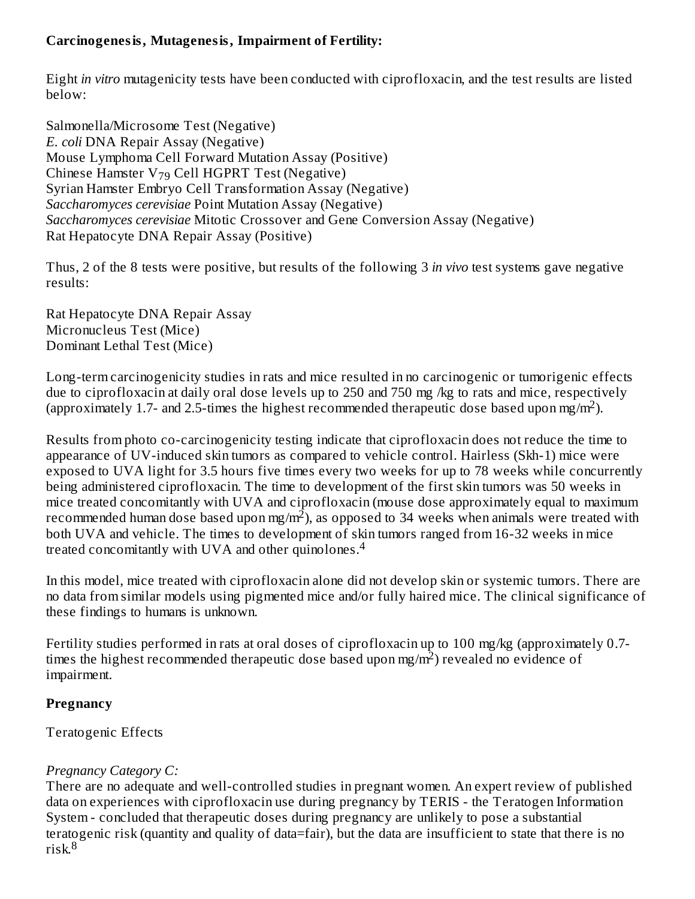**Carcinogenesis, Mutagenesis, Impairment of Fertility:**

Eight *in vitro* mutagenicity tests have been conducted with ciprofloxacin, and the test results are listed below:

Salmonella/Microsome Test (Negative)
*E. coli* DNA Repair Assay (Negative)
Mouse Lymphoma Cell Forward Mutation Assay (Positive)
Chinese Hamster $V_{79}$ Cell HGPRT Test (Negative)
Syrian Hamster Embryo Cell Transformation Assay (Negative)
*Saccharomyces cerevisiae* Point Mutation Assay (Negative)
*Saccharomyces cerevisiae* Mitotic Crossover and Gene Conversion Assay (Negative)
Rat Hepatocyte DNA Repair Assay (Positive)

Thus, 2 of the 8 tests were positive, but results of the following 3 *in vivo* test systems gave negative results:

Rat Hepatocyte DNA Repair Assay
Micronucleus Test (Mice)
Dominant Lethal Test (Mice)

Long-term carcinogenicity studies in rats and mice resulted in no carcinogenic or tumorigenic effects due to ciprofloxacin at daily oral dose levels up to 250 and 750 mg /kg to rats and mice, respectively (approximately 1.7- and 2.5-times the highest recommended therapeutic dose based upon mg/m$^2$).

Results from photo co-carcinogenicity testing indicate that ciprofloxacin does not reduce the time to appearance of UV-induced skin tumors as compared to vehicle control. Hairless (Skh-1) mice were exposed to UVA light for 3.5 hours five times every two weeks for up to 78 weeks while concurrently being administered ciprofloxacin. The time to development of the first skin tumors was 50 weeks in mice treated concomitantly with UVA and ciprofloxacin (mouse dose approximately equal to maximum recommended human dose based upon mg/m$^2$), as opposed to 34 weeks when animals were treated with both UVA and vehicle. The times to development of skin tumors ranged from 16-32 weeks in mice treated concomitantly with UVA and other quinolones.[4]

In this model, mice treated with ciprofloxacin alone did not develop skin or systemic tumors. There are no data from similar models using pigmented mice and/or fully haired mice. The clinical significance of these findings to humans is unknown.

Fertility studies performed in rats at oral doses of ciprofloxacin up to 100 mg/kg (approximately 0.7-times the highest recommended therapeutic dose based upon mg/m$^2$) revealed no evidence of impairment.

**Pregnancy**

Teratogenic Effects

*Pregnancy Category C:*
There are no adequate and well-controlled studies in pregnant women. An expert review of published data on experiences with ciprofloxacin use during pregnancy by TERIS - the Teratogen Information System - concluded that therapeutic doses during pregnancy are unlikely to pose a substantial teratogenic risk (quantity and quality of data=fair), but the data are insufficient to state that there is no risk.[8]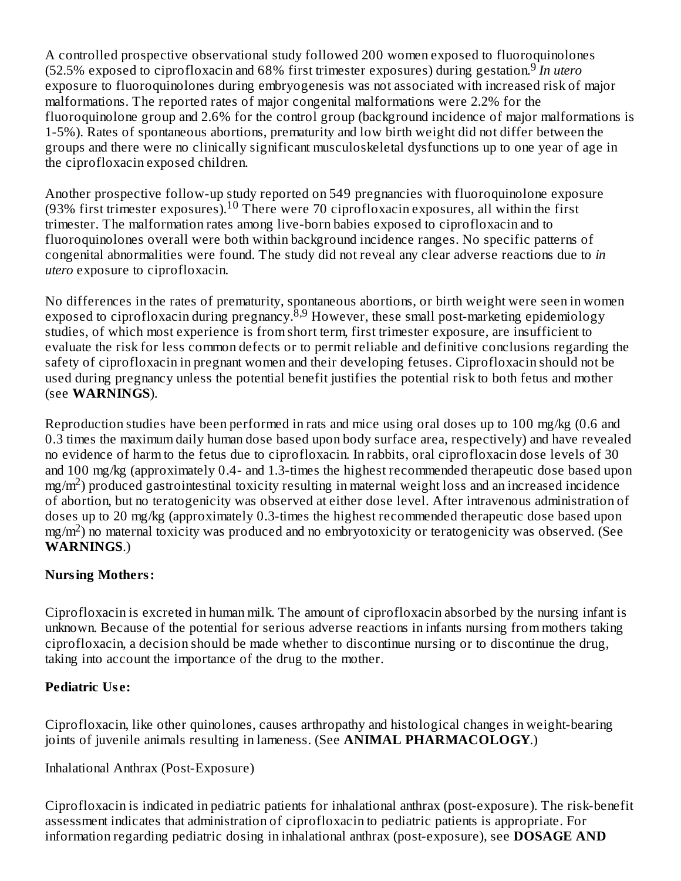A controlled prospective observational study followed 200 women exposed to fluoroquinolones (52.5% exposed to ciprofloxacin and 68% first trimester exposures) during gestation.[9] *In utero* exposure to fluoroquinolones during embryogenesis was not associated with increased risk of major malformations. The reported rates of major congenital malformations were 2.2% for the fluoroquinolone group and 2.6% for the control group (background incidence of major malformations is 1-5%). Rates of spontaneous abortions, prematurity and low birth weight did not differ between the groups and there were no clinically significant musculoskeletal dysfunctions up to one year of age in the ciprofloxacin exposed children.

Another prospective follow-up study reported on 549 pregnancies with fluoroquinolone exposure (93% first trimester exposures).[10] There were 70 ciprofloxacin exposures, all within the first trimester. The malformation rates among live-born babies exposed to ciprofloxacin and to fluoroquinolones overall were both within background incidence ranges. No specific patterns of congenital abnormalities were found. The study did not reveal any clear adverse reactions due to *in utero* exposure to ciprofloxacin.

No differences in the rates of prematurity, spontaneous abortions, or birth weight were seen in women exposed to ciprofloxacin during pregnancy.[8,9] However, these small post-marketing epidemiology studies, of which most experience is from short term, first trimester exposure, are insufficient to evaluate the risk for less common defects or to permit reliable and definitive conclusions regarding the safety of ciprofloxacin in pregnant women and their developing fetuses. Ciprofloxacin should not be used during pregnancy unless the potential benefit justifies the potential risk to both fetus and mother (see **WARNINGS**).

Reproduction studies have been performed in rats and mice using oral doses up to 100 mg/kg (0.6 and 0.3 times the maximum daily human dose based upon body surface area, respectively) and have revealed no evidence of harm to the fetus due to ciprofloxacin. In rabbits, oral ciprofloxacin dose levels of 30 and 100 mg/kg (approximately 0.4- and 1.3-times the highest recommended therapeutic dose based upon $mg/m^2$) produced gastrointestinal toxicity resulting in maternal weight loss and an increased incidence of abortion, but no teratogenicity was observed at either dose level. After intravenous administration of doses up to 20 mg/kg (approximately 0.3-times the highest recommended therapeutic dose based upon $mg/m^2$) no maternal toxicity was produced and no embryotoxicity or teratogenicity was observed. (See **WARNINGS**.)

**Nursing Mothers:**

Ciprofloxacin is excreted in human milk. The amount of ciprofloxacin absorbed by the nursing infant is unknown. Because of the potential for serious adverse reactions in infants nursing from mothers taking ciprofloxacin, a decision should be made whether to discontinue nursing or to discontinue the drug, taking into account the importance of the drug to the mother.

**Pediatric Use:**

Ciprofloxacin, like other quinolones, causes arthropathy and histological changes in weight-bearing joints of juvenile animals resulting in lameness. (See **ANIMAL PHARMACOLOGY**.)

Inhalational Anthrax (Post-Exposure)

Ciprofloxacin is indicated in pediatric patients for inhalational anthrax (post-exposure). The risk-benefit assessment indicates that administration of ciprofloxacin to pediatric patients is appropriate. For information regarding pediatric dosing in inhalational anthrax (post-exposure), see **DOSAGE AND**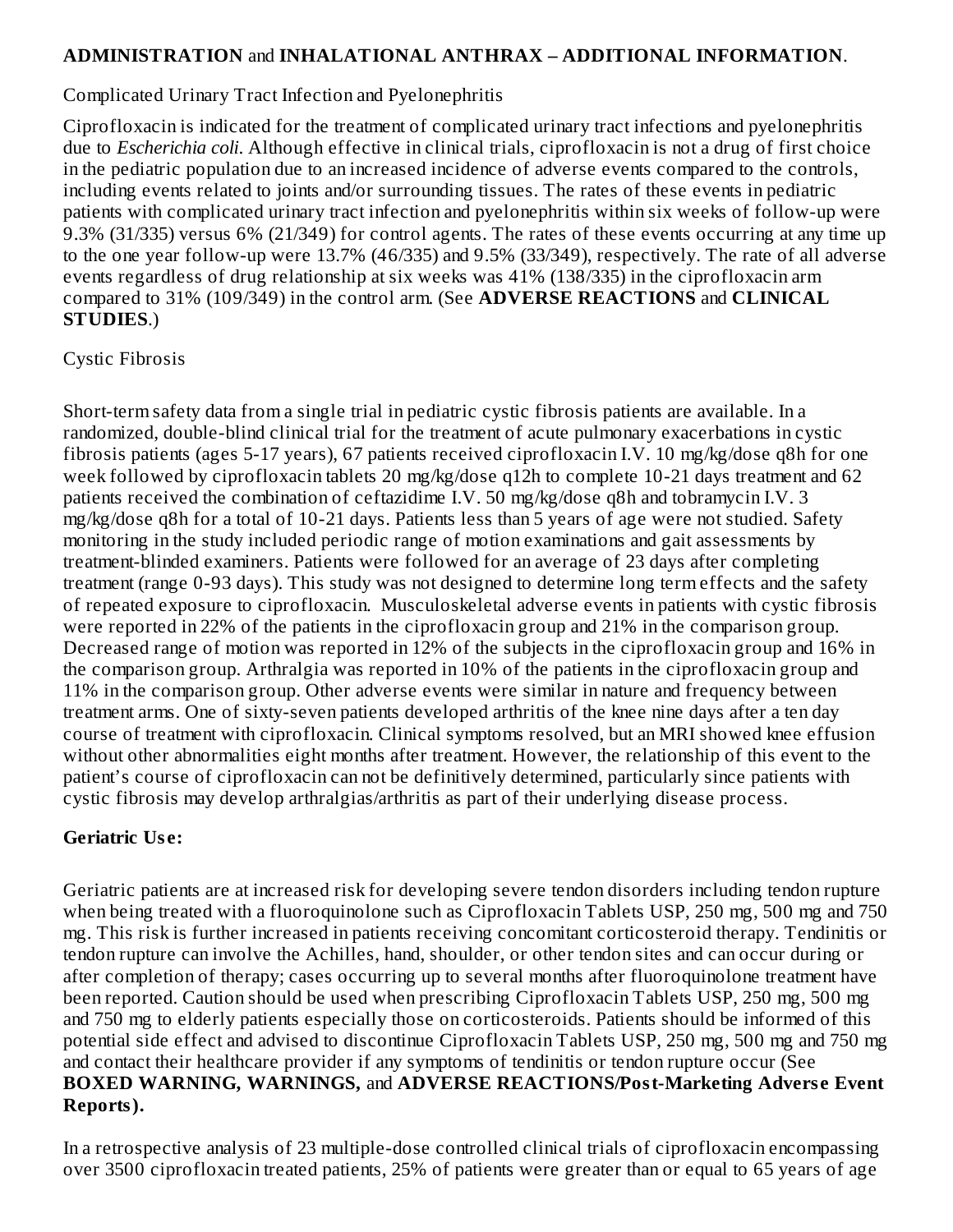**ADMINISTRATION** and **INHALATIONAL ANTHRAX – ADDITIONAL INFORMATION**.

Complicated Urinary Tract Infection and Pyelonephritis

Ciprofloxacin is indicated for the treatment of complicated urinary tract infections and pyelonephritis due to *Escherichia coli.* Although effective in clinical trials, ciprofloxacin is not a drug of first choice in the pediatric population due to an increased incidence of adverse events compared to the controls, including events related to joints and/or surrounding tissues. The rates of these events in pediatric patients with complicated urinary tract infection and pyelonephritis within six weeks of follow-up were 9.3% (31/335) versus 6% (21/349) for control agents. The rates of these events occurring at any time up to the one year follow-up were 13.7% (46/335) and 9.5% (33/349), respectively. The rate of all adverse events regardless of drug relationship at six weeks was 41% (138/335) in the ciprofloxacin arm compared to 31% (109/349) in the control arm. (See **ADVERSE REACTIONS** and **CLINICAL STUDIES**.)

Cystic Fibrosis

Short-term safety data from a single trial in pediatric cystic fibrosis patients are available. In a randomized, double-blind clinical trial for the treatment of acute pulmonary exacerbations in cystic fibrosis patients (ages 5-17 years), 67 patients received ciprofloxacin I.V. 10 mg/kg/dose q8h for one week followed by ciprofloxacin tablets 20 mg/kg/dose q12h to complete 10-21 days treatment and 62 patients received the combination of ceftazidime I.V. 50 mg/kg/dose q8h and tobramycin I.V. 3 mg/kg/dose q8h for a total of 10-21 days. Patients less than 5 years of age were not studied. Safety monitoring in the study included periodic range of motion examinations and gait assessments by treatment-blinded examiners. Patients were followed for an average of 23 days after completing treatment (range 0-93 days). This study was not designed to determine long term effects and the safety of repeated exposure to ciprofloxacin. Musculoskeletal adverse events in patients with cystic fibrosis were reported in 22% of the patients in the ciprofloxacin group and 21% in the comparison group. Decreased range of motion was reported in 12% of the subjects in the ciprofloxacin group and 16% in the comparison group. Arthralgia was reported in 10% of the patients in the ciprofloxacin group and 11% in the comparison group. Other adverse events were similar in nature and frequency between treatment arms. One of sixty-seven patients developed arthritis of the knee nine days after a ten day course of treatment with ciprofloxacin. Clinical symptoms resolved, but an MRI showed knee effusion without other abnormalities eight months after treatment. However, the relationship of this event to the patient's course of ciprofloxacin can not be definitively determined, particularly since patients with cystic fibrosis may develop arthralgias/arthritis as part of their underlying disease process.

**Geriatric Use:**

Geriatric patients are at increased risk for developing severe tendon disorders including tendon rupture when being treated with a fluoroquinolone such as Ciprofloxacin Tablets USP, 250 mg, 500 mg and 750 mg. This risk is further increased in patients receiving concomitant corticosteroid therapy. Tendinitis or tendon rupture can involve the Achilles, hand, shoulder, or other tendon sites and can occur during or after completion of therapy; cases occurring up to several months after fluoroquinolone treatment have been reported. Caution should be used when prescribing Ciprofloxacin Tablets USP, 250 mg, 500 mg and 750 mg to elderly patients especially those on corticosteroids. Patients should be informed of this potential side effect and advised to discontinue Ciprofloxacin Tablets USP, 250 mg, 500 mg and 750 mg and contact their healthcare provider if any symptoms of tendinitis or tendon rupture occur (See **BOXED WARNING, WARNINGS,** and **ADVERSE REACTIONS/Post-Marketing Adverse Event Reports).**

In a retrospective analysis of 23 multiple-dose controlled clinical trials of ciprofloxacin encompassing over 3500 ciprofloxacin treated patients, 25% of patients were greater than or equal to 65 years of age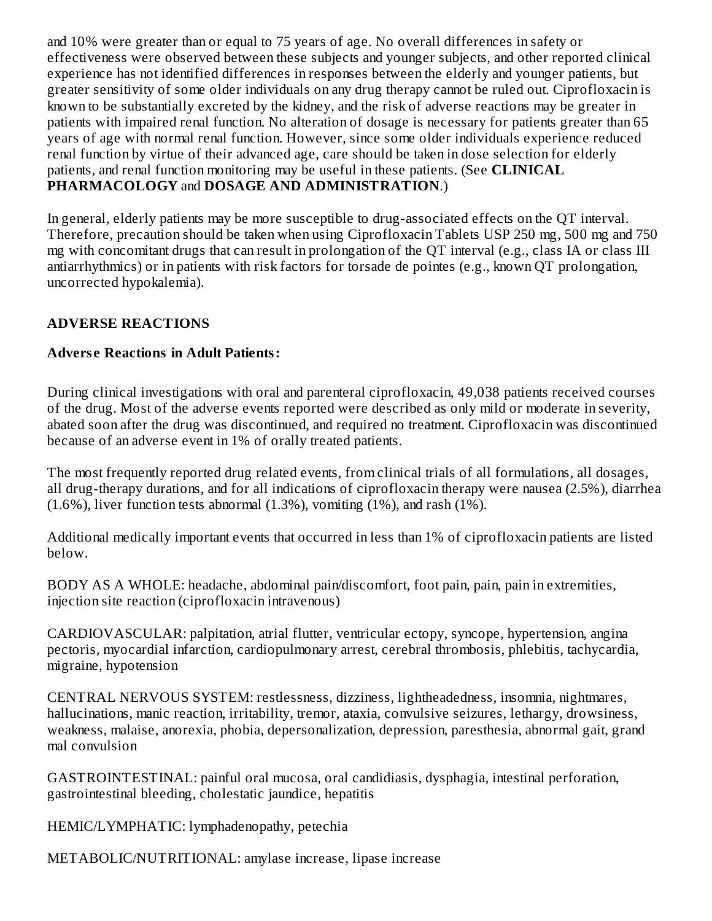and 10% were greater than or equal to 75 years of age. No overall differences in safety or effectiveness were observed between these subjects and younger subjects, and other reported clinical experience has not identified differences in responses between the elderly and younger patients, but greater sensitivity of some older individuals on any drug therapy cannot be ruled out. Ciprofloxacin is known to be substantially excreted by the kidney, and the risk of adverse reactions may be greater in patients with impaired renal function. No alteration of dosage is necessary for patients greater than 65 years of age with normal renal function. However, since some older individuals experience reduced renal function by virtue of their advanced age, care should be taken in dose selection for elderly patients, and renal function monitoring may be useful in these patients. (See **CLINICAL PHARMACOLOGY** and **DOSAGE AND ADMINISTRATION**.)

In general, elderly patients may be more susceptible to drug-associated effects on the QT interval. Therefore, precaution should be taken when using Ciprofloxacin Tablets USP 250 mg, 500 mg and 750 mg with concomitant drugs that can result in prolongation of the QT interval (e.g., class IA or class III antiarrhythmics) or in patients with risk factors for torsade de pointes (e.g., known QT prolongation, uncorrected hypokalemia).

## ADVERSE REACTIONS

### Adverse Reactions in Adult Patients:

During clinical investigations with oral and parenteral ciprofloxacin, 49,038 patients received courses of the drug. Most of the adverse events reported were described as only mild or moderate in severity, abated soon after the drug was discontinued, and required no treatment. Ciprofloxacin was discontinued because of an adverse event in 1% of orally treated patients.

The most frequently reported drug related events, from clinical trials of all formulations, all dosages, all drug-therapy durations, and for all indications of ciprofloxacin therapy were nausea (2.5%), diarrhea (1.6%), liver function tests abnormal (1.3%), vomiting (1%), and rash (1%).

Additional medically important events that occurred in less than 1% of ciprofloxacin patients are listed below.

BODY AS A WHOLE: headache, abdominal pain/discomfort, foot pain, pain, pain in extremities, injection site reaction (ciprofloxacin intravenous)

CARDIOVASCULAR: palpitation, atrial flutter, ventricular ectopy, syncope, hypertension, angina pectoris, myocardial infarction, cardiopulmonary arrest, cerebral thrombosis, phlebitis, tachycardia, migraine, hypotension

CENTRAL NERVOUS SYSTEM: restlessness, dizziness, lightheadedness, insomnia, nightmares, hallucinations, manic reaction, irritability, tremor, ataxia, convulsive seizures, lethargy, drowsiness, weakness, malaise, anorexia, phobia, depersonalization, depression, paresthesia, abnormal gait, grand mal convulsion

GASTROINTESTINAL: painful oral mucosa, oral candidiasis, dysphagia, intestinal perforation, gastrointestinal bleeding, cholestatic jaundice, hepatitis

HEMIC/LYMPHATIC: lymphadenopathy, petechia

METABOLIC/NUTRITIONAL: amylase increase, lipase increase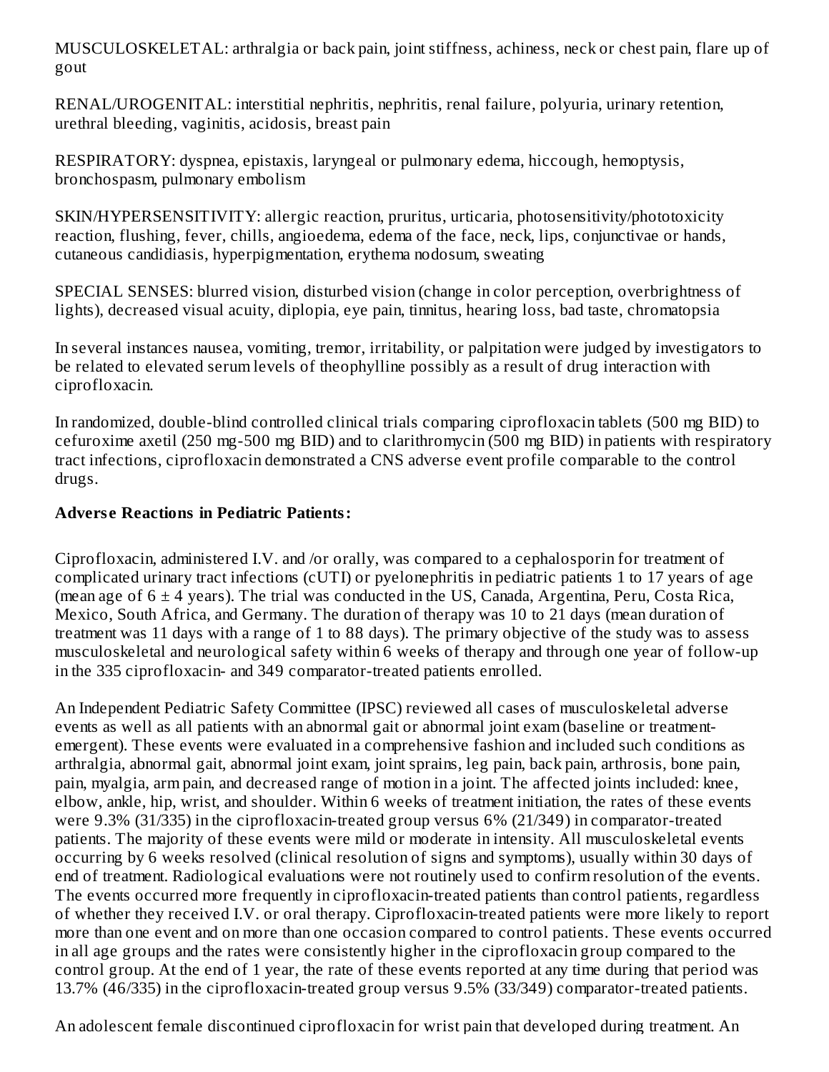MUSCULOSKELETAL: arthralgia or back pain, joint stiffness, achiness, neck or chest pain, flare up of gout

RENAL/UROGENITAL: interstitial nephritis, nephritis, renal failure, polyuria, urinary retention, urethral bleeding, vaginitis, acidosis, breast pain

RESPIRATORY: dyspnea, epistaxis, laryngeal or pulmonary edema, hiccough, hemoptysis, bronchospasm, pulmonary embolism

SKIN/HYPERSENSITIVITY: allergic reaction, pruritus, urticaria, photosensitivity/phototoxicity reaction, flushing, fever, chills, angioedema, edema of the face, neck, lips, conjunctivae or hands, cutaneous candidiasis, hyperpigmentation, erythema nodosum, sweating

SPECIAL SENSES: blurred vision, disturbed vision (change in color perception, overbrightness of lights), decreased visual acuity, diplopia, eye pain, tinnitus, hearing loss, bad taste, chromatopsia

In several instances nausea, vomiting, tremor, irritability, or palpitation were judged by investigators to be related to elevated serum levels of theophylline possibly as a result of drug interaction with ciprofloxacin.

In randomized, double-blind controlled clinical trials comparing ciprofloxacin tablets (500 mg BID) to cefuroxime axetil (250 mg-500 mg BID) and to clarithromycin (500 mg BID) in patients with respiratory tract infections, ciprofloxacin demonstrated a CNS adverse event profile comparable to the control drugs.

**Adverse Reactions in Pediatric Patients:**

Ciprofloxacin, administered I.V. and /or orally, was compared to a cephalosporin for treatment of complicated urinary tract infections (cUTI) or pyelonephritis in pediatric patients 1 to 17 years of age (mean age of 6 ± 4 years). The trial was conducted in the US, Canada, Argentina, Peru, Costa Rica, Mexico, South Africa, and Germany. The duration of therapy was 10 to 21 days (mean duration of treatment was 11 days with a range of 1 to 88 days). The primary objective of the study was to assess musculoskeletal and neurological safety within 6 weeks of therapy and through one year of follow-up in the 335 ciprofloxacin- and 349 comparator-treated patients enrolled.

An Independent Pediatric Safety Committee (IPSC) reviewed all cases of musculoskeletal adverse events as well as all patients with an abnormal gait or abnormal joint exam (baseline or treatment-emergent). These events were evaluated in a comprehensive fashion and included such conditions as arthralgia, abnormal gait, abnormal joint exam, joint sprains, leg pain, back pain, arthrosis, bone pain, pain, myalgia, arm pain, and decreased range of motion in a joint. The affected joints included: knee, elbow, ankle, hip, wrist, and shoulder. Within 6 weeks of treatment initiation, the rates of these events were 9.3% (31/335) in the ciprofloxacin-treated group versus 6% (21/349) in comparator-treated patients. The majority of these events were mild or moderate in intensity. All musculoskeletal events occurring by 6 weeks resolved (clinical resolution of signs and symptoms), usually within 30 days of end of treatment. Radiological evaluations were not routinely used to confirm resolution of the events. The events occurred more frequently in ciprofloxacin-treated patients than control patients, regardless of whether they received I.V. or oral therapy. Ciprofloxacin-treated patients were more likely to report more than one event and on more than one occasion compared to control patients. These events occurred in all age groups and the rates were consistently higher in the ciprofloxacin group compared to the control group. At the end of 1 year, the rate of these events reported at any time during that period was 13.7% (46/335) in the ciprofloxacin-treated group versus 9.5% (33/349) comparator-treated patients.

An adolescent female discontinued ciprofloxacin for wrist pain that developed during treatment. An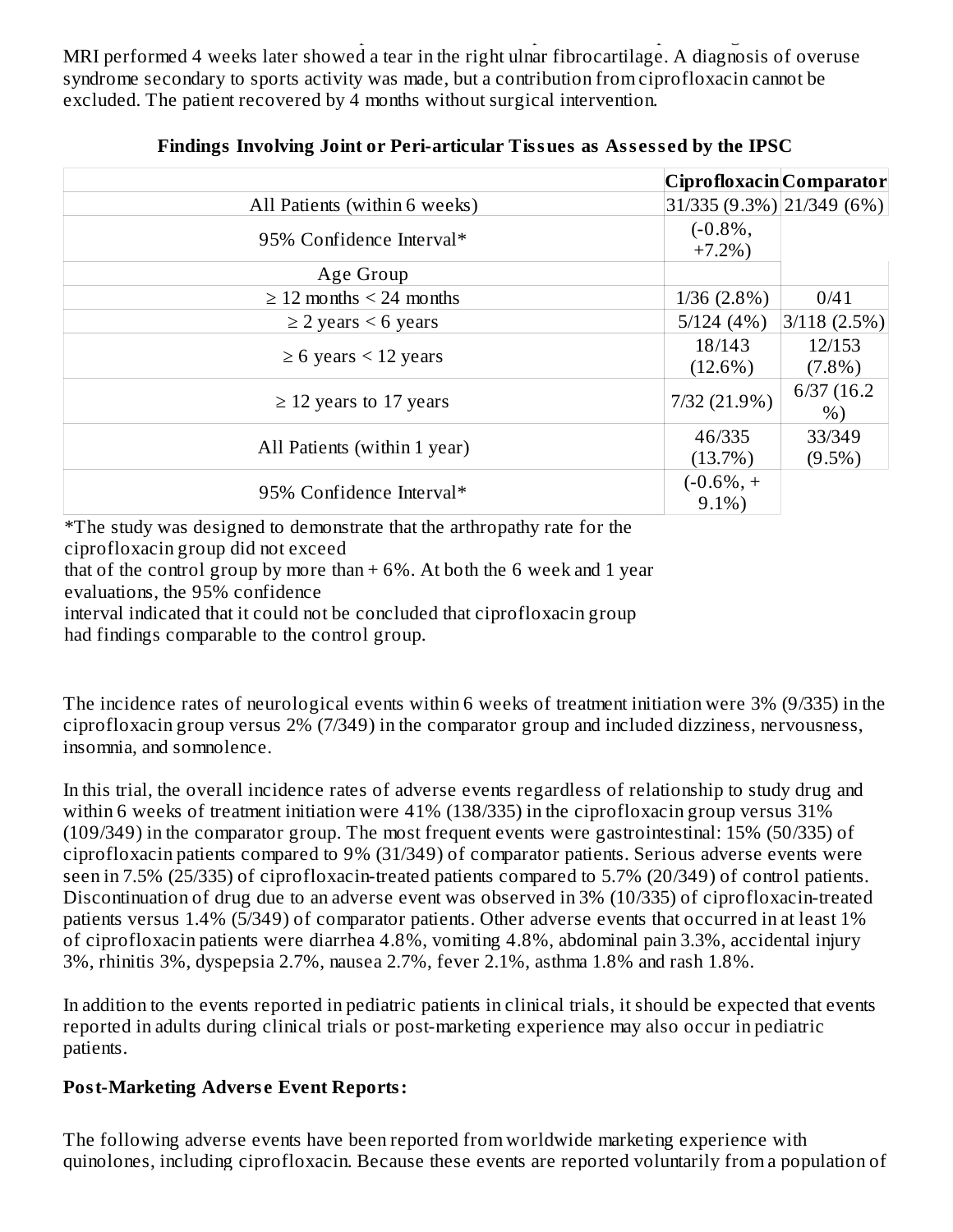MRI performed 4 weeks later showed a tear in the right ulnar fibrocartilage. A diagnosis of overuse syndrome secondary to sports activity was made, but a contribution from ciprofloxacin cannot be excluded. The patient recovered by 4 months without surgical intervention.

**Findings Involving Joint or Peri-articular Tissues as Assessed by the IPSC**

| | Ciprofloxacin | Comparator |
|---|---|---|
| All Patients (within 6 weeks) | 31/335 (9.3%) | 21/349 (6%) |
| 95% Confidence Interval* | (-0.8%, +7.2%) | |
| Age Group | | |
| ≥ 12 months < 24 months | 1/36 (2.8%) | 0/41 |
| ≥ 2 years < 6 years | 5/124 (4%) | 3/118 (2.5%) |
| ≥ 6 years < 12 years | 18/143 (12.6%) | 12/153 (7.8%) |
| ≥ 12 years to 17 years | 7/32 (21.9%) | 6/37 (16.2 %) |
| All Patients (within 1 year) | 46/335 (13.7%) | 33/349 (9.5%) |
| 95% Confidence Interval* | (-0.6%, + 9.1%) | |

*The study was designed to demonstrate that the arthropathy rate for the ciprofloxacin group did not exceed that of the control group by more than + 6%. At both the 6 week and 1 year evaluations, the 95% confidence interval indicated that it could not be concluded that ciprofloxacin group had findings comparable to the control group.

The incidence rates of neurological events within 6 weeks of treatment initiation were 3% (9/335) in the ciprofloxacin group versus 2% (7/349) in the comparator group and included dizziness, nervousness, insomnia, and somnolence.

In this trial, the overall incidence rates of adverse events regardless of relationship to study drug and within 6 weeks of treatment initiation were 41% (138/335) in the ciprofloxacin group versus 31% (109/349) in the comparator group. The most frequent events were gastrointestinal: 15% (50/335) of ciprofloxacin patients compared to 9% (31/349) of comparator patients. Serious adverse events were seen in 7.5% (25/335) of ciprofloxacin-treated patients compared to 5.7% (20/349) of control patients. Discontinuation of drug due to an adverse event was observed in 3% (10/335) of ciprofloxacin-treated patients versus 1.4% (5/349) of comparator patients. Other adverse events that occurred in at least 1% of ciprofloxacin patients were diarrhea 4.8%, vomiting 4.8%, abdominal pain 3.3%, accidental injury 3%, rhinitis 3%, dyspepsia 2.7%, nausea 2.7%, fever 2.1%, asthma 1.8% and rash 1.8%.

In addition to the events reported in pediatric patients in clinical trials, it should be expected that events reported in adults during clinical trials or post-marketing experience may also occur in pediatric patients.

**Post-Marketing Adverse Event Reports:**

The following adverse events have been reported from worldwide marketing experience with quinolones, including ciprofloxacin. Because these events are reported voluntarily from a population of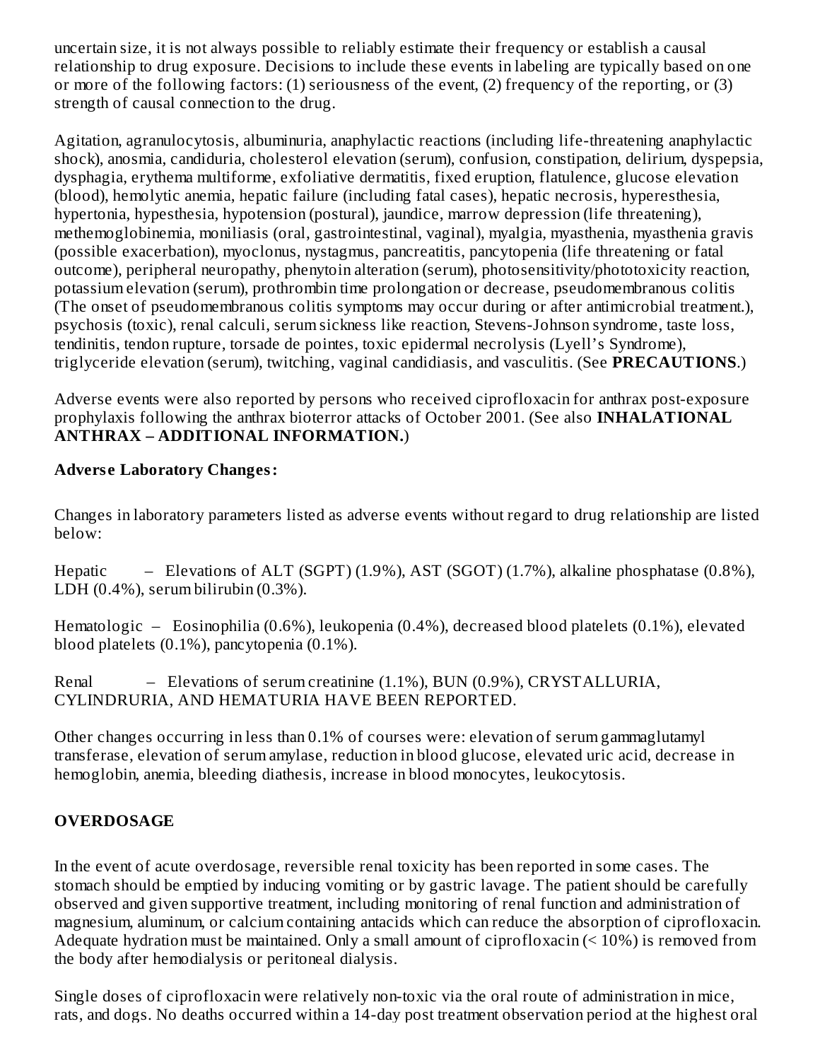uncertain size, it is not always possible to reliably estimate their frequency or establish a causal relationship to drug exposure. Decisions to include these events in labeling are typically based on one or more of the following factors: (1) seriousness of the event, (2) frequency of the reporting, or (3) strength of causal connection to the drug.

Agitation, agranulocytosis, albuminuria, anaphylactic reactions (including life-threatening anaphylactic shock), anosmia, candiduria, cholesterol elevation (serum), confusion, constipation, delirium, dyspepsia, dysphagia, erythema multiforme, exfoliative dermatitis, fixed eruption, flatulence, glucose elevation (blood), hemolytic anemia, hepatic failure (including fatal cases), hepatic necrosis, hyperesthesia, hypertonia, hypesthesia, hypotension (postural), jaundice, marrow depression (life threatening), methemoglobinemia, moniliasis (oral, gastrointestinal, vaginal), myalgia, myasthenia, myasthenia gravis (possible exacerbation), myoclonus, nystagmus, pancreatitis, pancytopenia (life threatening or fatal outcome), peripheral neuropathy, phenytoin alteration (serum), photosensitivity/phototoxicity reaction, potassium elevation (serum), prothrombin time prolongation or decrease, pseudomembranous colitis (The onset of pseudomembranous colitis symptoms may occur during or after antimicrobial treatment.), psychosis (toxic), renal calculi, serum sickness like reaction, Stevens-Johnson syndrome, taste loss, tendinitis, tendon rupture, torsade de pointes, toxic epidermal necrolysis (Lyell's Syndrome), triglyceride elevation (serum), twitching, vaginal candidiasis, and vasculitis. (See **PRECAUTIONS**.)

Adverse events were also reported by persons who received ciprofloxacin for anthrax post-exposure prophylaxis following the anthrax bioterror attacks of October 2001. (See also **INHALATIONAL ANTHRAX – ADDITIONAL INFORMATION.**)

**Adverse Laboratory Changes:**

Changes in laboratory parameters listed as adverse events without regard to drug relationship are listed below:

Hepatic – Elevations of ALT (SGPT) (1.9%), AST (SGOT) (1.7%), alkaline phosphatase (0.8%), LDH (0.4%), serum bilirubin (0.3%).

Hematologic – Eosinophilia (0.6%), leukopenia (0.4%), decreased blood platelets (0.1%), elevated blood platelets (0.1%), pancytopenia (0.1%).

Renal – Elevations of serum creatinine (1.1%), BUN (0.9%), CRYSTALLURIA, CYLINDRURIA, AND HEMATURIA HAVE BEEN REPORTED.

Other changes occurring in less than 0.1% of courses were: elevation of serum gammaglutamyl transferase, elevation of serum amylase, reduction in blood glucose, elevated uric acid, decrease in hemoglobin, anemia, bleeding diathesis, increase in blood monocytes, leukocytosis.

## OVERDOSAGE

In the event of acute overdosage, reversible renal toxicity has been reported in some cases. The stomach should be emptied by inducing vomiting or by gastric lavage. The patient should be carefully observed and given supportive treatment, including monitoring of renal function and administration of magnesium, aluminum, or calcium containing antacids which can reduce the absorption of ciprofloxacin. Adequate hydration must be maintained. Only a small amount of ciprofloxacin (< 10%) is removed from the body after hemodialysis or peritoneal dialysis.

Single doses of ciprofloxacin were relatively non-toxic via the oral route of administration in mice, rats, and dogs. No deaths occurred within a 14-day post treatment observation period at the highest oral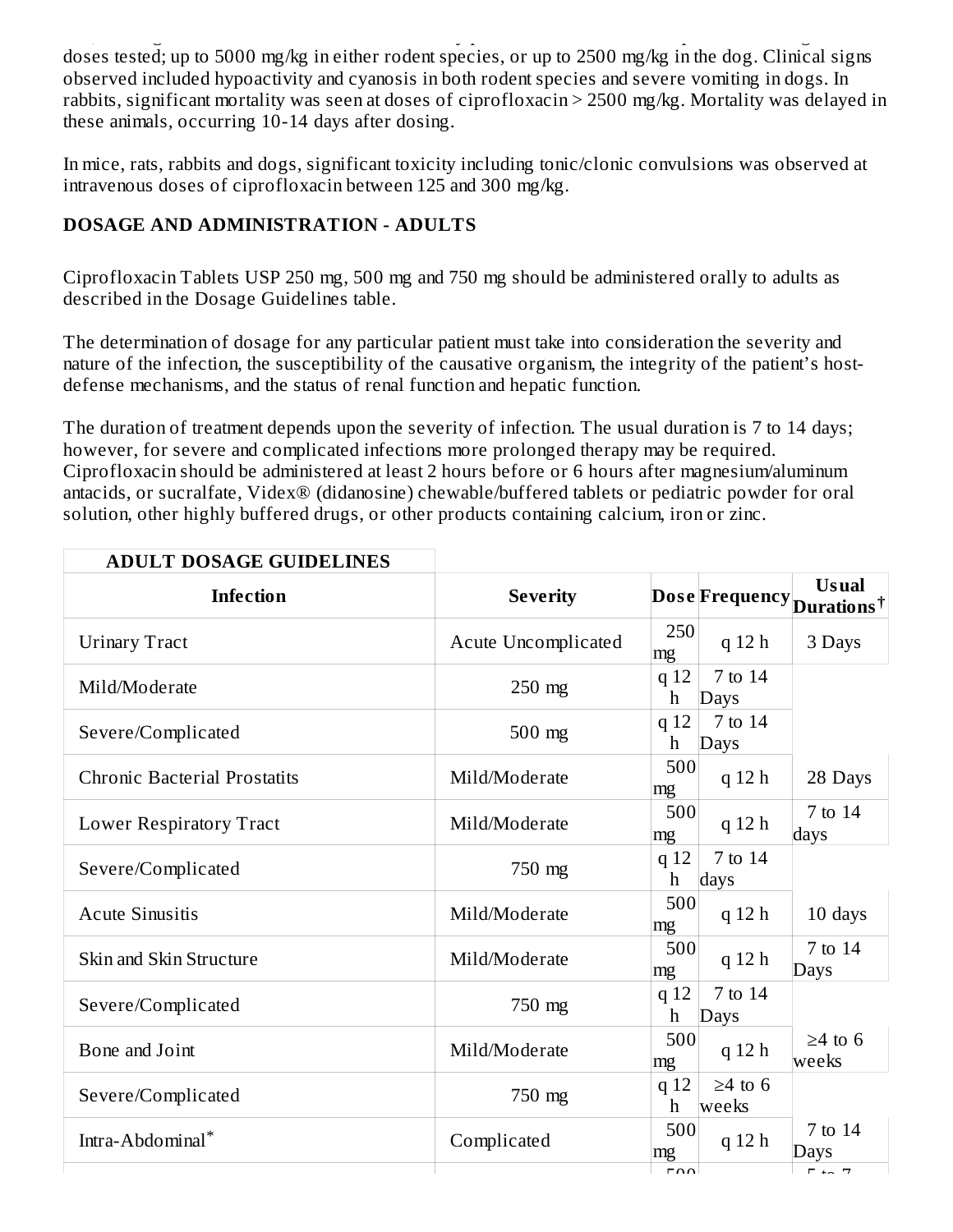doses tested; up to 5000 mg/kg in either rodent species, or up to 2500 mg/kg in the dog. Clinical signs observed included hypoactivity and cyanosis in both rodent species and severe vomiting in dogs. In rabbits, significant mortality was seen at doses of ciprofloxacin > 2500 mg/kg. Mortality was delayed in these animals, occurring 10-14 days after dosing.

In mice, rats, rabbits and dogs, significant toxicity including tonic/clonic convulsions was observed at intravenous doses of ciprofloxacin between 125 and 300 mg/kg.

## DOSAGE AND ADMINISTRATION - ADULTS

Ciprofloxacin Tablets USP 250 mg, 500 mg and 750 mg should be administered orally to adults as described in the Dosage Guidelines table.

The determination of dosage for any particular patient must take into consideration the severity and nature of the infection, the susceptibility of the causative organism, the integrity of the patient's host-defense mechanisms, and the status of renal function and hepatic function.

The duration of treatment depends upon the severity of infection. The usual duration is 7 to 14 days; however, for severe and complicated infections more prolonged therapy may be required. Ciprofloxacin should be administered at least 2 hours before or 6 hours after magnesium/aluminum antacids, or sucralfate, Videx® (didanosine) chewable/buffered tablets or pediatric powder for oral solution, other highly buffered drugs, or other products containing calcium, iron or zinc.

**ADULT DOSAGE GUIDELINES**

| Infection | Severity | Dose | Frequency | Usual Durations† |
|---|---|---|---|---|
| Urinary Tract | Acute Uncomplicated | 250 mg | q 12 h | 3 Days |
| Mild/Moderate | 250 mg | q 12 h | 7 to 14 Days | |
| Severe/Complicated | 500 mg | q 12 h | 7 to 14 Days | |
| Chronic Bacterial Prostatits | Mild/Moderate | 500 mg | q 12 h | 28 Days |
| Lower Respiratory Tract | Mild/Moderate | 500 mg | q 12 h | 7 to 14 days |
| Severe/Complicated | 750 mg | q 12 h | 7 to 14 days | |
| Acute Sinusitis | Mild/Moderate | 500 mg | q 12 h | 10 days |
| Skin and Skin Structure | Mild/Moderate | 500 mg | q 12 h | 7 to 14 Days |
| Severe/Complicated | 750 mg | q 12 h | 7 to 14 Days | |
| Bone and Joint | Mild/Moderate | 500 mg | q 12 h | ≥4 to 6 weeks |
| Severe/Complicated | 750 mg | q 12 h | ≥4 to 6 weeks | |
| Intra-Abdominal* | Complicated | 500 mg | q 12 h | 7 to 14 Days |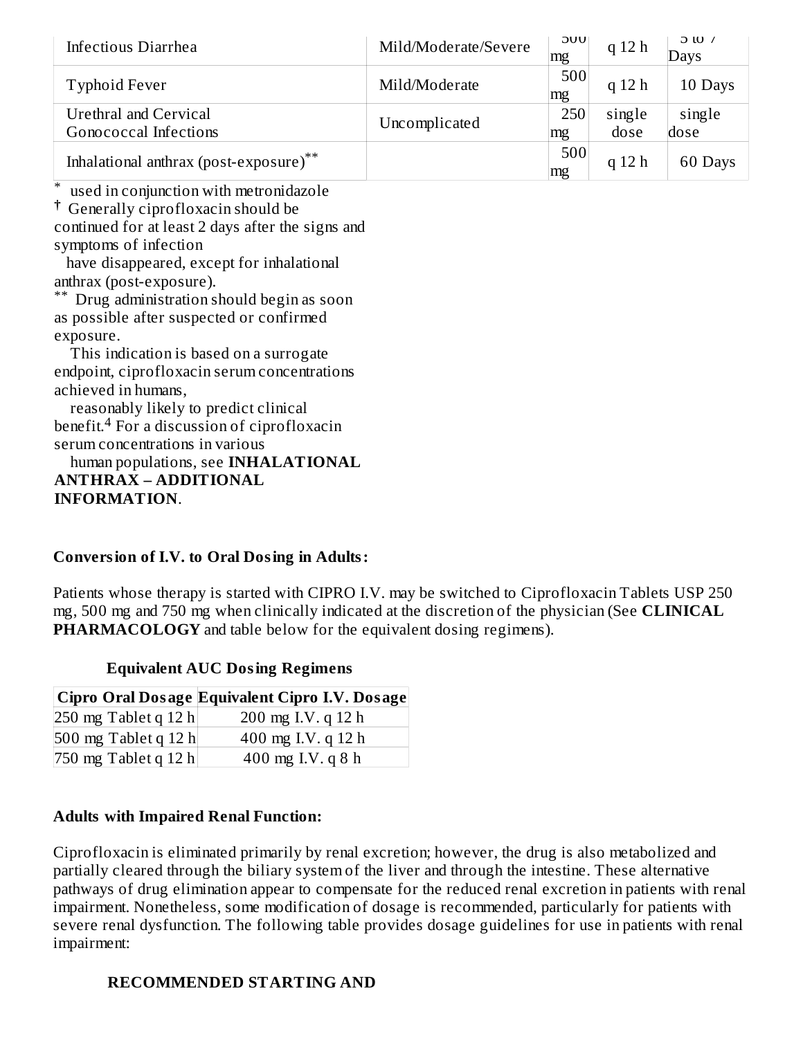| Infectious Diarrhea | Mild/Moderate/Severe | 500 mg | q 12 h | 5 to 7 Days |
|---|---|---|---|---|
| Typhoid Fever | Mild/Moderate | 500 mg | q 12 h | 10 Days |
| Urethral and Cervical Gonococcal Infections | Uncomplicated | 250 mg | single dose | single dose |
| Inhalational anthrax (post-exposure)** | | 500 mg | q 12 h | 60 Days |

\* used in conjunction with metronidazole

† Generally ciprofloxacin should be continued for at least 2 days after the signs and symptoms of infection have disappeared, except for inhalational anthrax (post-exposure).

** Drug administration should begin as soon as possible after suspected or confirmed exposure. This indication is based on a surrogate endpoint, ciprofloxacin serum concentrations achieved in humans, reasonably likely to predict clinical benefit.[4] For a discussion of ciprofloxacin serum concentrations in various human populations, see **INHALATIONAL ANTHRAX – ADDITIONAL INFORMATION**.

**Conversion of I.V. to Oral Dosing in Adults:**

Patients whose therapy is started with CIPRO I.V. may be switched to Ciprofloxacin Tablets USP 250 mg, 500 mg and 750 mg when clinically indicated at the discretion of the physician (See **CLINICAL PHARMACOLOGY** and table below for the equivalent dosing regimens).

**Equivalent AUC Dosing Regimens**

| Cipro Oral Dosage | Equivalent Cipro I.V. Dosage |
|---|---|
| 250 mg Tablet q 12 h | 200 mg I.V. q 12 h |
| 500 mg Tablet q 12 h | 400 mg I.V. q 12 h |
| 750 mg Tablet q 12 h | 400 mg I.V. q 8 h |

**Adults with Impaired Renal Function:**

Ciprofloxacin is eliminated primarily by renal excretion; however, the drug is also metabolized and partially cleared through the biliary system of the liver and through the intestine. These alternative pathways of drug elimination appear to compensate for the reduced renal excretion in patients with renal impairment. Nonetheless, some modification of dosage is recommended, particularly for patients with severe renal dysfunction. The following table provides dosage guidelines for use in patients with renal impairment:

**RECOMMENDED STARTING AND**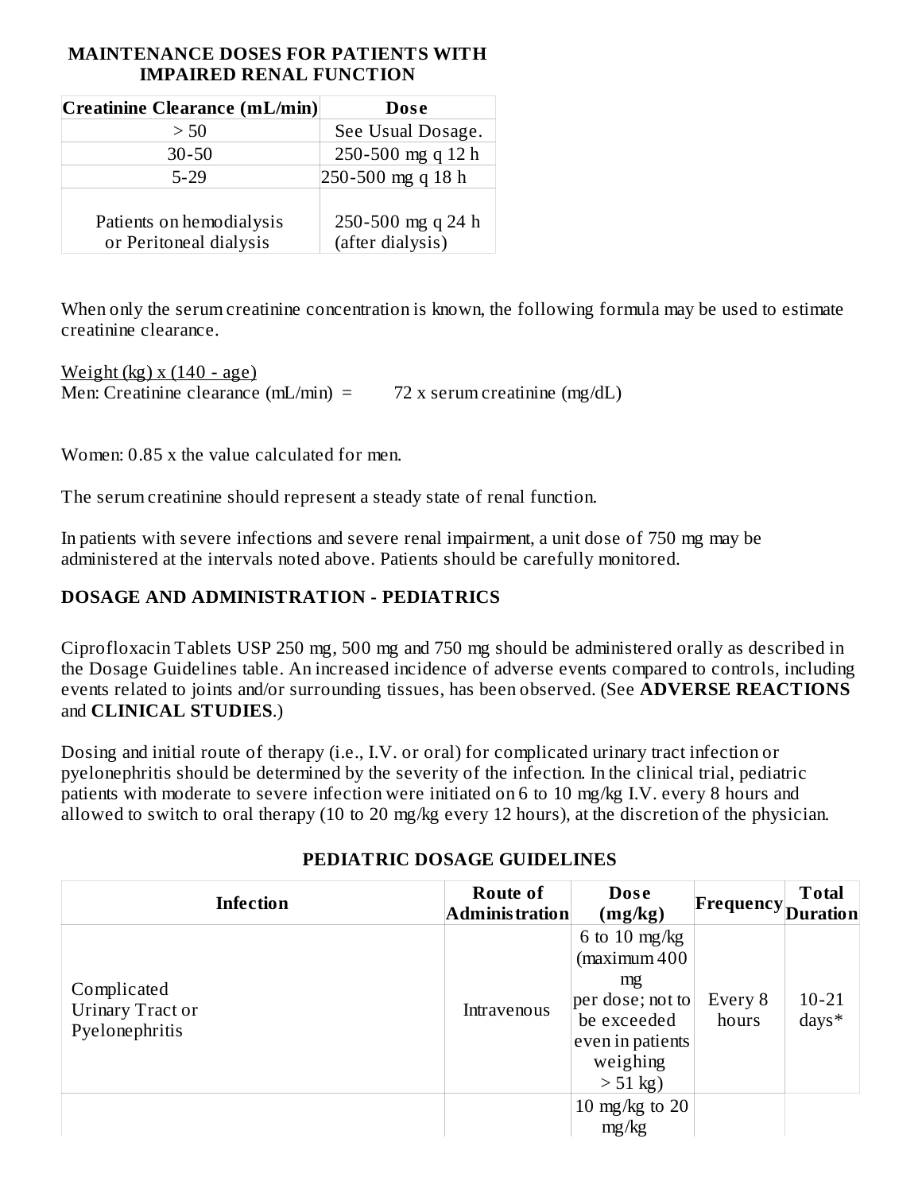## MAINTENANCE DOSES FOR PATIENTS WITH IMPAIRED RENAL FUNCTION

| Creatinine Clearance (mL/min) | Dose |
| --- | --- |
| > 50 | See Usual Dosage. |
| 30-50 | 250-500 mg q 12 h |
| 5-29 | 250-500 mg q 18 h |
| Patients on hemodialysis or Peritoneal dialysis | 250-500 mg q 24 h (after dialysis) |

When only the serum creatinine concentration is known, the following formula may be used to estimate creatinine clearance.

$$\text{Men: Creatinine clearance (mL/min)} = \frac{\text{Weight (kg)} \times (140 - \text{age})}{72 \times \text{serum creatinine (mg/dL)}}$$

Women: 0.85 x the value calculated for men.

The serum creatinine should represent a steady state of renal function.

In patients with severe infections and severe renal impairment, a unit dose of 750 mg may be administered at the intervals noted above. Patients should be carefully monitored.

## DOSAGE AND ADMINISTRATION - PEDIATRICS

Ciprofloxacin Tablets USP 250 mg, 500 mg and 750 mg should be administered orally as described in the Dosage Guidelines table. An increased incidence of adverse events compared to controls, including events related to joints and/or surrounding tissues, has been observed. (See **ADVERSE REACTIONS** and **CLINICAL STUDIES**.)

Dosing and initial route of therapy (i.e., I.V. or oral) for complicated urinary tract infection or pyelonephritis should be determined by the severity of the infection. In the clinical trial, pediatric patients with moderate to severe infection were initiated on 6 to 10 mg/kg I.V. every 8 hours and allowed to switch to oral therapy (10 to 20 mg/kg every 12 hours), at the discretion of the physician.

### PEDIATRIC DOSAGE GUIDELINES

| Infection | Route of Administration | Dose (mg/kg) | Frequency | Total Duration |
| --- | --- | --- | --- | --- |
| Complicated Urinary Tract or Pyelonephritis | Intravenous | 6 to 10 mg/kg (maximum 400 mg per dose; not to be exceeded even in patients weighing > 51 kg) | Every 8 hours | 10-21 days* |
| | | 10 mg/kg to 20 mg/kg | | |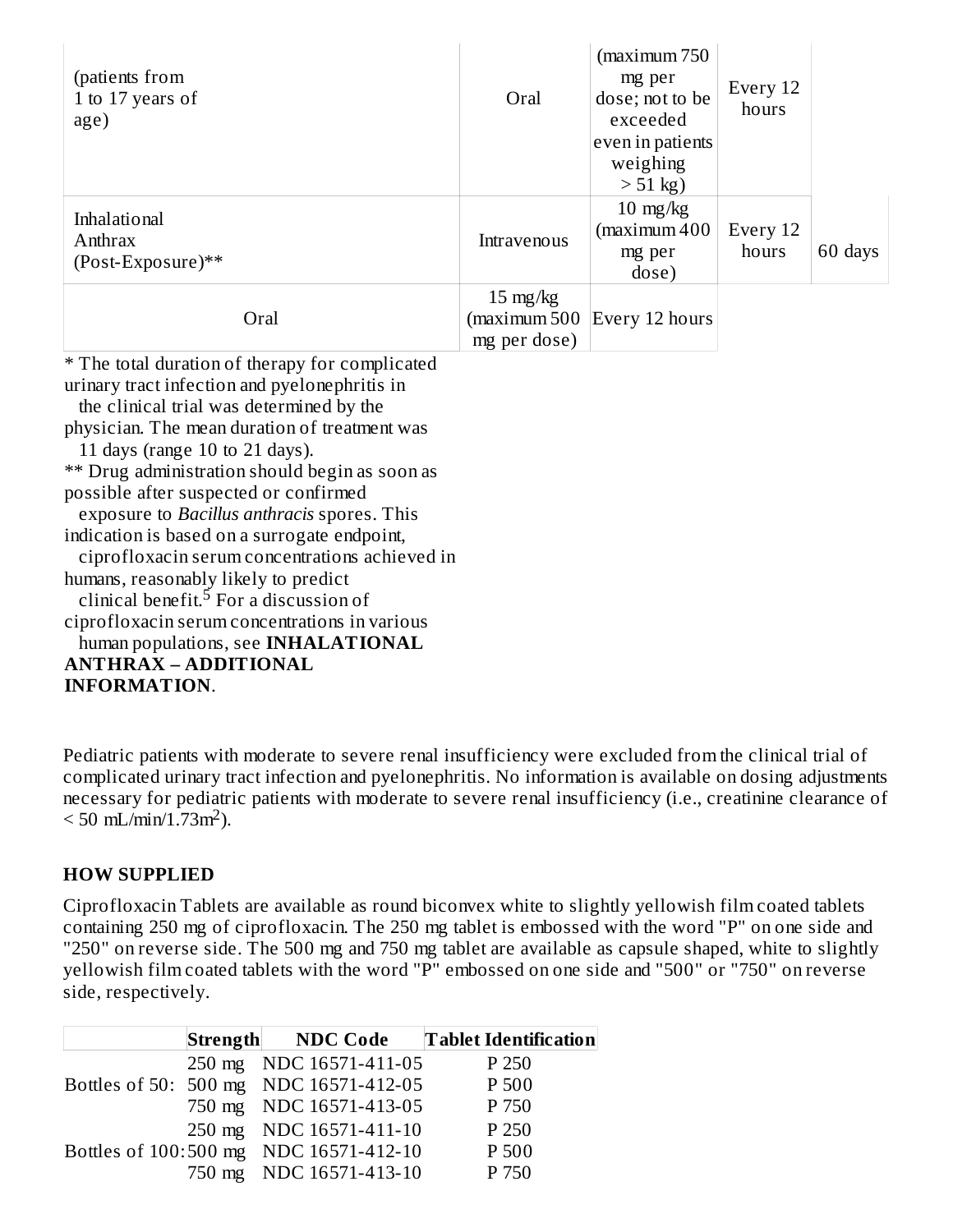| | | | | |
|---|---|---|---|---|
| (patients from 1 to 17 years of age) | Oral | (maximum 750 mg per dose; not to be exceeded even in patients weighing > 51 kg) | Every 12 hours | |
| Inhalational Anthrax (Post-Exposure)** | Intravenous | 10 mg/kg (maximum 400 mg per dose) | Every 12 hours | 60 days |
| | Oral | 15 mg/kg (maximum 500 mg per dose) | Every 12 hours | |

* The total duration of therapy for complicated urinary tract infection and pyelonephritis in the clinical trial was determined by the physician. The mean duration of treatment was 11 days (range 10 to 21 days).

** Drug administration should begin as soon as possible after suspected or confirmed exposure to *Bacillus anthracis* spores. This indication is based on a surrogate endpoint, ciprofloxacin serum concentrations achieved in humans, reasonably likely to predict clinical benefit.[5] For a discussion of ciprofloxacin serum concentrations in various human populations, see **INHALATIONAL ANTHRAX – ADDITIONAL INFORMATION**.

Pediatric patients with moderate to severe renal insufficiency were excluded from the clinical trial of complicated urinary tract infection and pyelonephritis. No information is available on dosing adjustments necessary for pediatric patients with moderate to severe renal insufficiency (i.e., creatinine clearance of < 50 mL/min/1.73m$^2$).

## HOW SUPPLIED

Ciprofloxacin Tablets are available as round biconvex white to slightly yellowish film coated tablets containing 250 mg of ciprofloxacin. The 250 mg tablet is embossed with the word "P" on one side and "250" on reverse side. The 500 mg and 750 mg tablet are available as capsule shaped, white to slightly yellowish film coated tablets with the word "P" embossed on one side and "500" or "750" on reverse side, respectively.

| | Strength | NDC Code | Tablet Identification |
|---|---|---|---|
| Bottles of 50: | 250 mg | NDC 16571-411-05 | P 250 |
| | 500 mg | NDC 16571-412-05 | P 500 |
| | 750 mg | NDC 16571-413-05 | P 750 |
| Bottles of 100: | 250 mg | NDC 16571-411-10 | P 250 |
| | 500 mg | NDC 16571-412-10 | P 500 |
| | 750 mg | NDC 16571-413-10 | P 750 |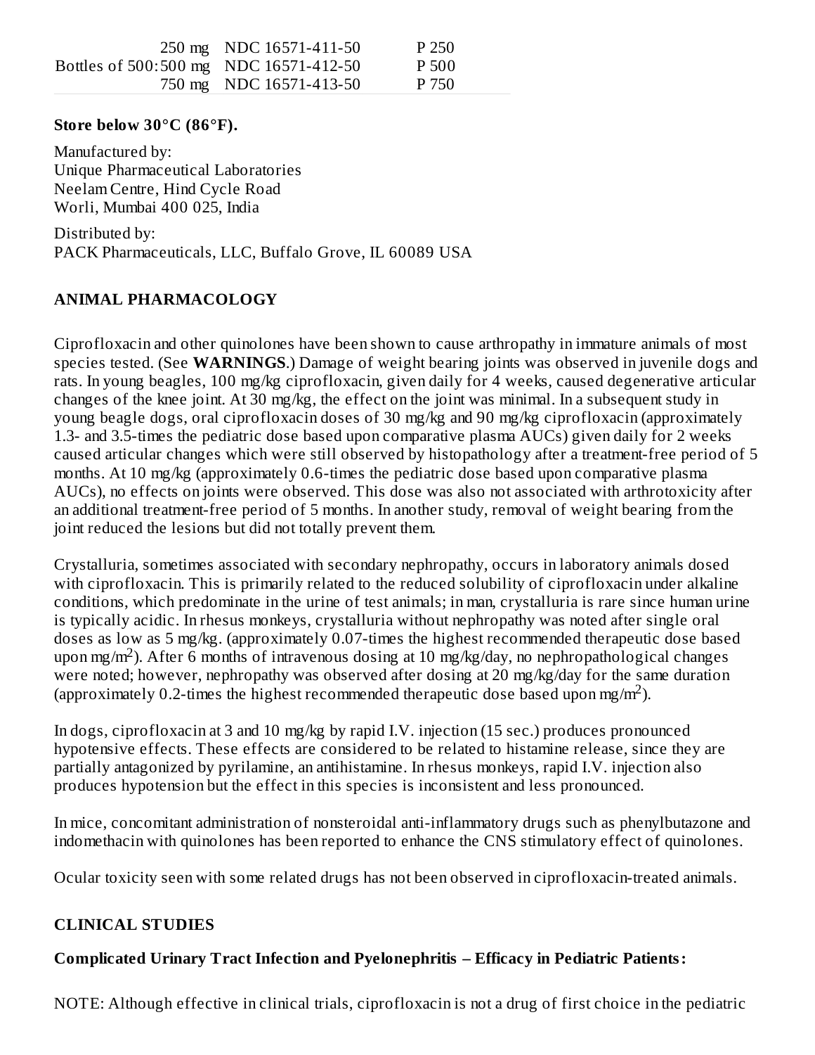| | | | |
|---|---|---|---|
| | 250 mg | NDC 16571-411-50 | P 250 |
| Bottles of 500: | 500 mg | NDC 16571-412-50 | P 500 |
| | 750 mg | NDC 16571-413-50 | P 750 |

**Store below 30°C (86°F).**

Manufactured by:
Unique Pharmaceutical Laboratories
Neelam Centre, Hind Cycle Road
Worli, Mumbai 400 025, India

Distributed by:
PACK Pharmaceuticals, LLC, Buffalo Grove, IL 60089 USA

## ANIMAL PHARMACOLOGY

Ciprofloxacin and other quinolones have been shown to cause arthropathy in immature animals of most species tested. (See **WARNINGS**.) Damage of weight bearing joints was observed in juvenile dogs and rats. In young beagles, 100 mg/kg ciprofloxacin, given daily for 4 weeks, caused degenerative articular changes of the knee joint. At 30 mg/kg, the effect on the joint was minimal. In a subsequent study in young beagle dogs, oral ciprofloxacin doses of 30 mg/kg and 90 mg/kg ciprofloxacin (approximately 1.3- and 3.5-times the pediatric dose based upon comparative plasma AUCs) given daily for 2 weeks caused articular changes which were still observed by histopathology after a treatment-free period of 5 months. At 10 mg/kg (approximately 0.6-times the pediatric dose based upon comparative plasma AUCs), no effects on joints were observed. This dose was also not associated with arthrotoxicity after an additional treatment-free period of 5 months. In another study, removal of weight bearing from the joint reduced the lesions but did not totally prevent them.

Crystalluria, sometimes associated with secondary nephropathy, occurs in laboratory animals dosed with ciprofloxacin. This is primarily related to the reduced solubility of ciprofloxacin under alkaline conditions, which predominate in the urine of test animals; in man, crystalluria is rare since human urine is typically acidic. In rhesus monkeys, crystalluria without nephropathy was noted after single oral doses as low as 5 mg/kg. (approximately 0.07-times the highest recommended therapeutic dose based upon mg/m$^2$). After 6 months of intravenous dosing at 10 mg/kg/day, no nephropathological changes were noted; however, nephropathy was observed after dosing at 20 mg/kg/day for the same duration (approximately 0.2-times the highest recommended therapeutic dose based upon mg/m$^2$).

In dogs, ciprofloxacin at 3 and 10 mg/kg by rapid I.V. injection (15 sec.) produces pronounced hypotensive effects. These effects are considered to be related to histamine release, since they are partially antagonized by pyrilamine, an antihistamine. In rhesus monkeys, rapid I.V. injection also produces hypotension but the effect in this species is inconsistent and less pronounced.

In mice, concomitant administration of nonsteroidal anti-inflammatory drugs such as phenylbutazone and indomethacin with quinolones has been reported to enhance the CNS stimulatory effect of quinolones.

Ocular toxicity seen with some related drugs has not been observed in ciprofloxacin-treated animals.

## CLINICAL STUDIES

### Complicated Urinary Tract Infection and Pyelonephritis – Efficacy in Pediatric Patients:

NOTE: Although effective in clinical trials, ciprofloxacin is not a drug of first choice in the pediatric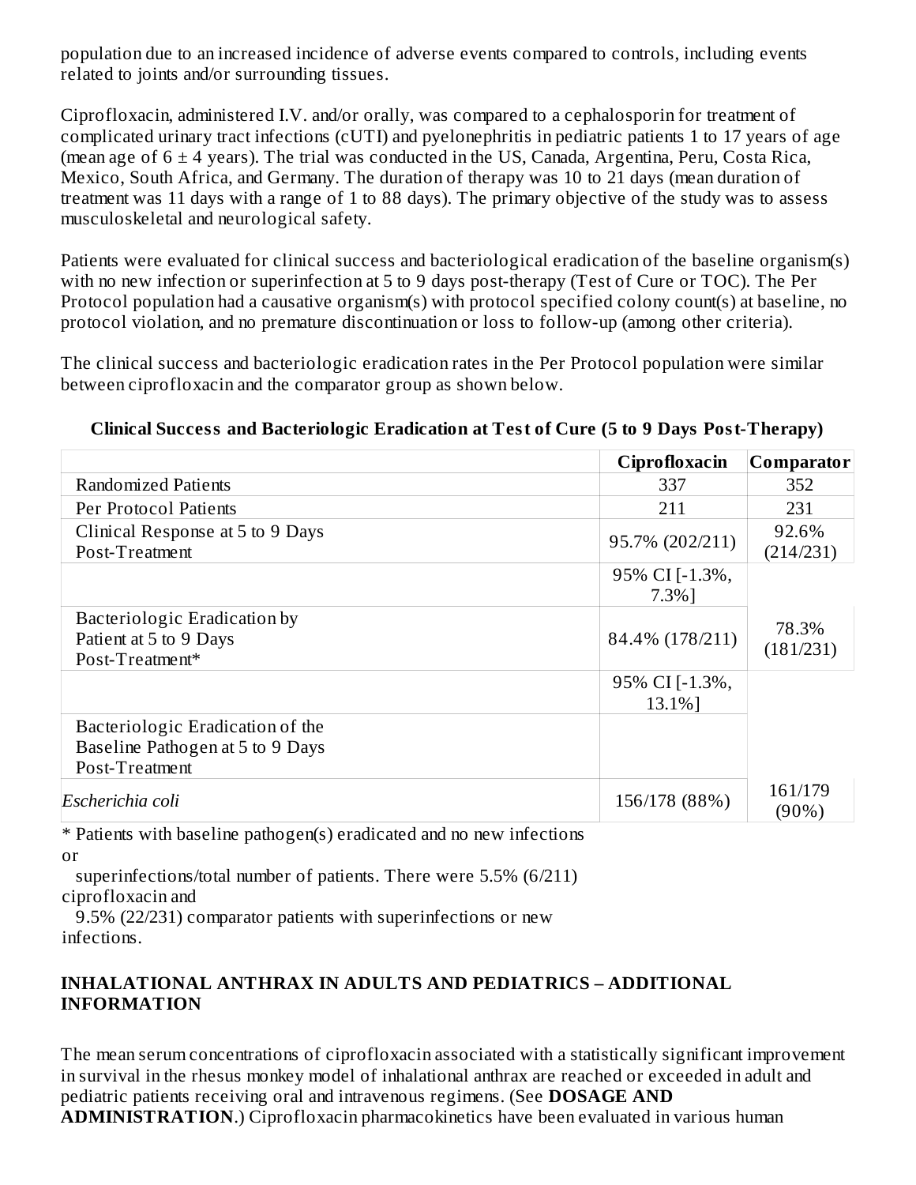population due to an increased incidence of adverse events compared to controls, including events related to joints and/or surrounding tissues.

Ciprofloxacin, administered I.V. and/or orally, was compared to a cephalosporin for treatment of complicated urinary tract infections (cUTI) and pyelonephritis in pediatric patients 1 to 17 years of age (mean age of 6 ± 4 years). The trial was conducted in the US, Canada, Argentina, Peru, Costa Rica, Mexico, South Africa, and Germany. The duration of therapy was 10 to 21 days (mean duration of treatment was 11 days with a range of 1 to 88 days). The primary objective of the study was to assess musculoskeletal and neurological safety.

Patients were evaluated for clinical success and bacteriological eradication of the baseline organism(s) with no new infection or superinfection at 5 to 9 days post-therapy (Test of Cure or TOC). The Per Protocol population had a causative organism(s) with protocol specified colony count(s) at baseline, no protocol violation, and no premature discontinuation or loss to follow-up (among other criteria).

The clinical success and bacteriologic eradication rates in the Per Protocol population were similar between ciprofloxacin and the comparator group as shown below.

**Clinical Success and Bacteriologic Eradication at Test of Cure (5 to 9 Days Post-Therapy)**

| | Ciprofloxacin | Comparator |
|---|---|---|
| Randomized Patients | 337 | 352 |
| Per Protocol Patients | 211 | 231 |
| Clinical Response at 5 to 9 Days Post-Treatment | 95.7% (202/211) | 92.6% (214/231) |
| | 95% CI [-1.3%, 7.3%] | |
| Bacteriologic Eradication by Patient at 5 to 9 Days Post-Treatment* | 84.4% (178/211) | 78.3% (181/231) |
| | 95% CI [-1.3%, 13.1%] | |
| Bacteriologic Eradication of the Baseline Pathogen at 5 to 9 Days Post-Treatment | | |
| *Escherichia coli* | 156/178 (88%) | 161/179 (90%) |

* Patients with baseline pathogen(s) eradicated and no new infections or superinfections/total number of patients. There were 5.5% (6/211) ciprofloxacin and 9.5% (22/231) comparator patients with superinfections or new infections.

## INHALATIONAL ANTHRAX IN ADULTS AND PEDIATRICS – ADDITIONAL INFORMATION

The mean serum concentrations of ciprofloxacin associated with a statistically significant improvement in survival in the rhesus monkey model of inhalational anthrax are reached or exceeded in adult and pediatric patients receiving oral and intravenous regimens. (See **DOSAGE AND ADMINISTRATION**.) Ciprofloxacin pharmacokinetics have been evaluated in various human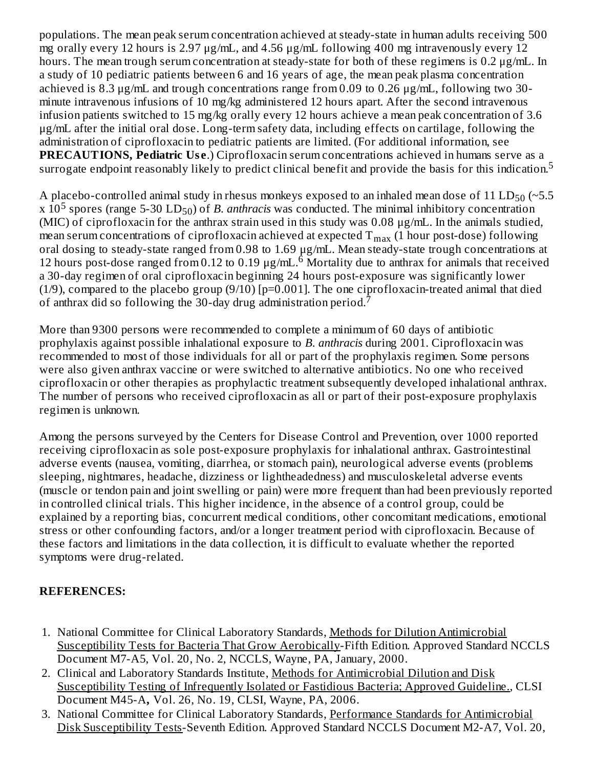populations. The mean peak serum concentration achieved at steady-state in human adults receiving 500 mg orally every 12 hours is 2.97 µg/mL, and 4.56 µg/mL following 400 mg intravenously every 12 hours. The mean trough serum concentration at steady-state for both of these regimens is 0.2 µg/mL. In a study of 10 pediatric patients between 6 and 16 years of age, the mean peak plasma concentration achieved is 8.3 µg/mL and trough concentrations range from 0.09 to 0.26 µg/mL, following two 30-minute intravenous infusions of 10 mg/kg administered 12 hours apart. After the second intravenous infusion patients switched to 15 mg/kg orally every 12 hours achieve a mean peak concentration of 3.6 µg/mL after the initial oral dose. Long-term safety data, including effects on cartilage, following the administration of ciprofloxacin to pediatric patients are limited. (For additional information, see **PRECAUTIONS, Pediatric Use**.) Ciprofloxacin serum concentrations achieved in humans serve as a surrogate endpoint reasonably likely to predict clinical benefit and provide the basis for this indication.[5]

A placebo-controlled animal study in rhesus monkeys exposed to an inhaled mean dose of 11 $LD_{50}$ (~5.5 x $10^5$ spores (range 5-30 $LD_{50}$) of *B. anthracis* was conducted. The minimal inhibitory concentration (MIC) of ciprofloxacin for the anthrax strain used in this study was 0.08 µg/mL. In the animals studied, mean serum concentrations of ciprofloxacin achieved at expected $T_{max}$ (1 hour post-dose) following oral dosing to steady-state ranged from 0.98 to 1.69 µg/mL. Mean steady-state trough concentrations at 12 hours post-dose ranged from 0.12 to 0.19 µg/mL.[6] Mortality due to anthrax for animals that received a 30-day regimen of oral ciprofloxacin beginning 24 hours post-exposure was significantly lower (1/9), compared to the placebo group (9/10) [p=0.001]. The one ciprofloxacin-treated animal that died of anthrax did so following the 30-day drug administration period.[7]

More than 9300 persons were recommended to complete a minimum of 60 days of antibiotic prophylaxis against possible inhalational exposure to *B. anthracis* during 2001. Ciprofloxacin was recommended to most of those individuals for all or part of the prophylaxis regimen. Some persons were also given anthrax vaccine or were switched to alternative antibiotics. No one who received ciprofloxacin or other therapies as prophylactic treatment subsequently developed inhalational anthrax. The number of persons who received ciprofloxacin as all or part of their post-exposure prophylaxis regimen is unknown.

Among the persons surveyed by the Centers for Disease Control and Prevention, over 1000 reported receiving ciprofloxacin as sole post-exposure prophylaxis for inhalational anthrax. Gastrointestinal adverse events (nausea, vomiting, diarrhea, or stomach pain), neurological adverse events (problems sleeping, nightmares, headache, dizziness or lightheadedness) and musculoskeletal adverse events (muscle or tendon pain and joint swelling or pain) were more frequent than had been previously reported in controlled clinical trials. This higher incidence, in the absence of a control group, could be explained by a reporting bias, concurrent medical conditions, other concomitant medications, emotional stress or other confounding factors, and/or a longer treatment period with ciprofloxacin. Because of these factors and limitations in the data collection, it is difficult to evaluate whether the reported symptoms were drug-related.

**REFERENCES:**

1. National Committee for Clinical Laboratory Standards, Methods for Dilution Antimicrobial Susceptibility Tests for Bacteria That Grow Aerobically-Fifth Edition. Approved Standard NCCLS Document M7-A5, Vol. 20, No. 2, NCCLS, Wayne, PA, January, 2000.
2. Clinical and Laboratory Standards Institute, Methods for Antimicrobial Dilution and Disk Susceptibility Testing of Infrequently Isolated or Fastidious Bacteria; Approved Guideline., CLSI Document M45-A, Vol. 26, No. 19, CLSI, Wayne, PA, 2006.
3. National Committee for Clinical Laboratory Standards, Performance Standards for Antimicrobial Disk Susceptibility Tests-Seventh Edition. Approved Standard NCCLS Document M2-A7, Vol. 20,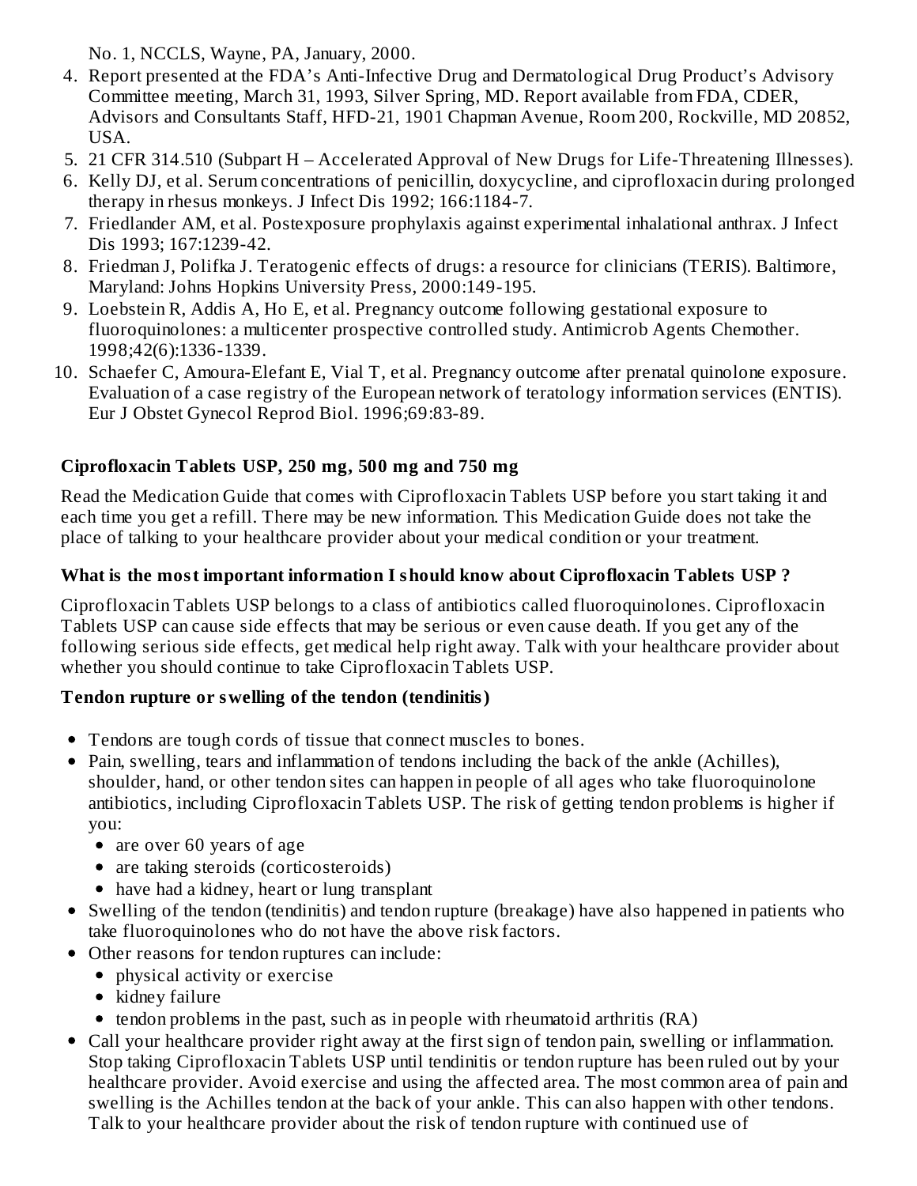No. 1, NCCLS, Wayne, PA, January, 2000.

4. Report presented at the FDA's Anti-Infective Drug and Dermatological Drug Product's Advisory Committee meeting, March 31, 1993, Silver Spring, MD. Report available from FDA, CDER, Advisors and Consultants Staff, HFD-21, 1901 Chapman Avenue, Room 200, Rockville, MD 20852, USA.
5. 21 CFR 314.510 (Subpart H – Accelerated Approval of New Drugs for Life-Threatening Illnesses).
6. Kelly DJ, et al. Serum concentrations of penicillin, doxycycline, and ciprofloxacin during prolonged therapy in rhesus monkeys. J Infect Dis 1992; 166:1184-7.
7. Friedlander AM, et al. Postexposure prophylaxis against experimental inhalational anthrax. J Infect Dis 1993; 167:1239-42.
8. Friedman J, Polifka J. Teratogenic effects of drugs: a resource for clinicians (TERIS). Baltimore, Maryland: Johns Hopkins University Press, 2000:149-195.
9. Loebstein R, Addis A, Ho E, et al. Pregnancy outcome following gestational exposure to fluoroquinolones: a multicenter prospective controlled study. Antimicrob Agents Chemother. 1998;42(6):1336-1339.
10. Schaefer C, Amoura-Elefant E, Vial T, et al. Pregnancy outcome after prenatal quinolone exposure. Evaluation of a case registry of the European network of teratology information services (ENTIS). Eur J Obstet Gynecol Reprod Biol. 1996;69:83-89.

**Ciprofloxacin Tablets USP, 250 mg, 500 mg and 750 mg**

Read the Medication Guide that comes with Ciprofloxacin Tablets USP before you start taking it and each time you get a refill. There may be new information. This Medication Guide does not take the place of talking to your healthcare provider about your medical condition or your treatment.

**What is the most important information I should know about Ciprofloxacin Tablets USP ?**

Ciprofloxacin Tablets USP belongs to a class of antibiotics called fluoroquinolones. Ciprofloxacin Tablets USP can cause side effects that may be serious or even cause death. If you get any of the following serious side effects, get medical help right away. Talk with your healthcare provider about whether you should continue to take Ciprofloxacin Tablets USP.

**Tendon rupture or swelling of the tendon (tendinitis)**

- Tendons are tough cords of tissue that connect muscles to bones.
- Pain, swelling, tears and inflammation of tendons including the back of the ankle (Achilles), shoulder, hand, or other tendon sites can happen in people of all ages who take fluoroquinolone antibiotics, including Ciprofloxacin Tablets USP. The risk of getting tendon problems is higher if you:
  - are over 60 years of age
  - are taking steroids (corticosteroids)
  - have had a kidney, heart or lung transplant
- Swelling of the tendon (tendinitis) and tendon rupture (breakage) have also happened in patients who take fluoroquinolones who do not have the above risk factors.
- Other reasons for tendon ruptures can include:
  - physical activity or exercise
  - kidney failure
  - tendon problems in the past, such as in people with rheumatoid arthritis (RA)
- Call your healthcare provider right away at the first sign of tendon pain, swelling or inflammation. Stop taking Ciprofloxacin Tablets USP until tendinitis or tendon rupture has been ruled out by your healthcare provider. Avoid exercise and using the affected area. The most common area of pain and swelling is the Achilles tendon at the back of your ankle. This can also happen with other tendons. Talk to your healthcare provider about the risk of tendon rupture with continued use of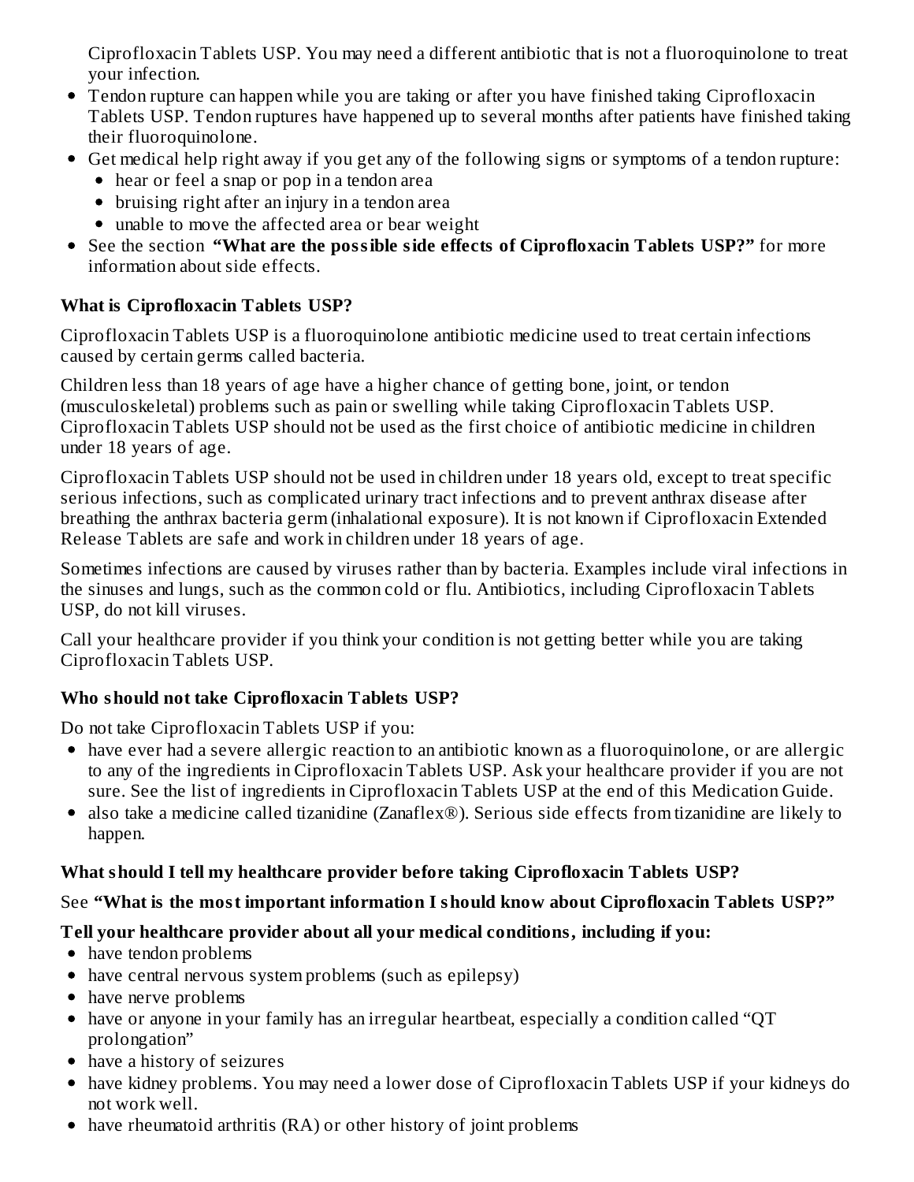Ciprofloxacin Tablets USP. You may need a different antibiotic that is not a fluoroquinolone to treat your infection.

- Tendon rupture can happen while you are taking or after you have finished taking Ciprofloxacin Tablets USP. Tendon ruptures have happened up to several months after patients have finished taking their fluoroquinolone.
- Get medical help right away if you get any of the following signs or symptoms of a tendon rupture:
  - hear or feel a snap or pop in a tendon area
  - bruising right after an injury in a tendon area
  - unable to move the affected area or bear weight
- See the section **"What are the possible side effects of Ciprofloxacin Tablets USP?"** for more information about side effects.

**What is Ciprofloxacin Tablets USP?**

Ciprofloxacin Tablets USP is a fluoroquinolone antibiotic medicine used to treat certain infections caused by certain germs called bacteria.

Children less than 18 years of age have a higher chance of getting bone, joint, or tendon (musculoskeletal) problems such as pain or swelling while taking Ciprofloxacin Tablets USP. Ciprofloxacin Tablets USP should not be used as the first choice of antibiotic medicine in children under 18 years of age.

Ciprofloxacin Tablets USP should not be used in children under 18 years old, except to treat specific serious infections, such as complicated urinary tract infections and to prevent anthrax disease after breathing the anthrax bacteria germ (inhalational exposure). It is not known if Ciprofloxacin Extended Release Tablets are safe and work in children under 18 years of age.

Sometimes infections are caused by viruses rather than by bacteria. Examples include viral infections in the sinuses and lungs, such as the common cold or flu. Antibiotics, including Ciprofloxacin Tablets USP, do not kill viruses.

Call your healthcare provider if you think your condition is not getting better while you are taking Ciprofloxacin Tablets USP.

**Who should not take Ciprofloxacin Tablets USP?**

Do not take Ciprofloxacin Tablets USP if you:

- have ever had a severe allergic reaction to an antibiotic known as a fluoroquinolone, or are allergic to any of the ingredients in Ciprofloxacin Tablets USP. Ask your healthcare provider if you are not sure. See the list of ingredients in Ciprofloxacin Tablets USP at the end of this Medication Guide.
- also take a medicine called tizanidine (Zanaflex®). Serious side effects from tizanidine are likely to happen.

**What should I tell my healthcare provider before taking Ciprofloxacin Tablets USP?**

See **"What is the most important information I should know about Ciprofloxacin Tablets USP?"**

**Tell your healthcare provider about all your medical conditions, including if you:**

- have tendon problems
- have central nervous system problems (such as epilepsy)
- have nerve problems
- have or anyone in your family has an irregular heartbeat, especially a condition called "QT prolongation"
- have a history of seizures
- have kidney problems. You may need a lower dose of Ciprofloxacin Tablets USP if your kidneys do not work well.
- have rheumatoid arthritis (RA) or other history of joint problems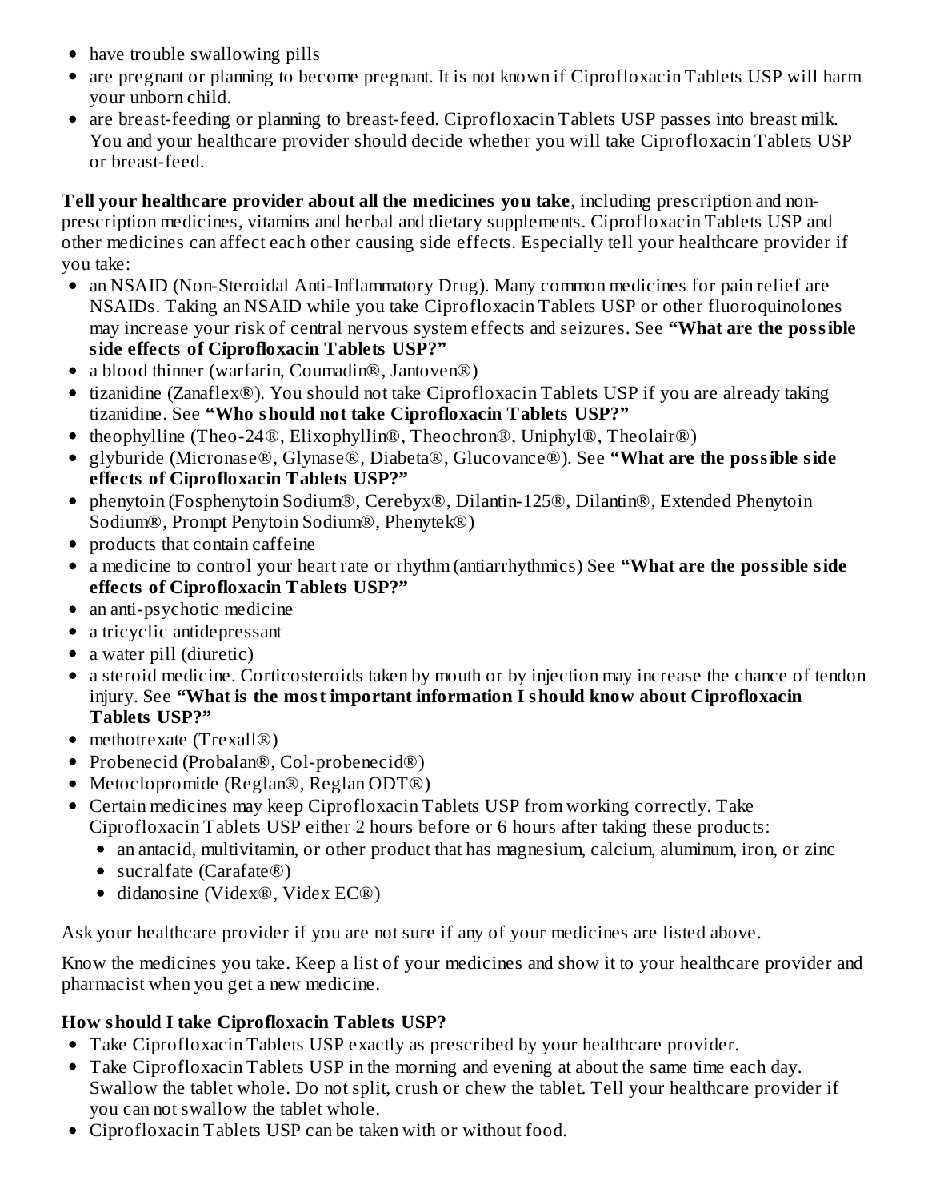- have trouble swallowing pills
- are pregnant or planning to become pregnant. It is not known if Ciprofloxacin Tablets USP will harm your unborn child.
- are breast-feeding or planning to breast-feed. Ciprofloxacin Tablets USP passes into breast milk. You and your healthcare provider should decide whether you will take Ciprofloxacin Tablets USP or breast-feed.

**Tell your healthcare provider about all the medicines you take**, including prescription and non-prescription medicines, vitamins and herbal and dietary supplements. Ciprofloxacin Tablets USP and other medicines can affect each other causing side effects. Especially tell your healthcare provider if you take:

- an NSAID (Non-Steroidal Anti-Inflammatory Drug). Many common medicines for pain relief are NSAIDs. Taking an NSAID while you take Ciprofloxacin Tablets USP or other fluoroquinolones may increase your risk of central nervous system effects and seizures. See **"What are the possible side effects of Ciprofloxacin Tablets USP?"**
- a blood thinner (warfarin, Coumadin®, Jantoven®)
- tizanidine (Zanaflex®). You should not take Ciprofloxacin Tablets USP if you are already taking tizanidine. See **"Who should not take Ciprofloxacin Tablets USP?"**
- theophylline (Theo-24®, Elixophyllin®, Theochron®, Uniphyl®, Theolair®)
- glyburide (Micronase®, Glynase®, Diabeta®, Glucovance®). See **"What are the possible side effects of Ciprofloxacin Tablets USP?"**
- phenytoin (Fosphenytoin Sodium®, Cerebyx®, Dilantin-125®, Dilantin®, Extended Phenytoin Sodium®, Prompt Penytoin Sodium®, Phenytek®)
- products that contain caffeine
- a medicine to control your heart rate or rhythm (antiarrhythmics) See **"What are the possible side effects of Ciprofloxacin Tablets USP?"**
- an anti-psychotic medicine
- a tricyclic antidepressant
- a water pill (diuretic)
- a steroid medicine. Corticosteroids taken by mouth or by injection may increase the chance of tendon injury. See **"What is the most important information I should know about Ciprofloxacin Tablets USP?"**
- methotrexate (Trexall®)
- Probenecid (Probalan®, Col-probenecid®)
- Metoclopromide (Reglan®, Reglan ODT®)
- Certain medicines may keep Ciprofloxacin Tablets USP from working correctly. Take Ciprofloxacin Tablets USP either 2 hours before or 6 hours after taking these products:
  - an antacid, multivitamin, or other product that has magnesium, calcium, aluminum, iron, or zinc
  - sucralfate (Carafate®)
  - didanosine (Videx®, Videx EC®)

Ask your healthcare provider if you are not sure if any of your medicines are listed above.

Know the medicines you take. Keep a list of your medicines and show it to your healthcare provider and pharmacist when you get a new medicine.

**How should I take Ciprofloxacin Tablets USP?**

- Take Ciprofloxacin Tablets USP exactly as prescribed by your healthcare provider.
- Take Ciprofloxacin Tablets USP in the morning and evening at about the same time each day. Swallow the tablet whole. Do not split, crush or chew the tablet. Tell your healthcare provider if you can not swallow the tablet whole.
- Ciprofloxacin Tablets USP can be taken with or without food.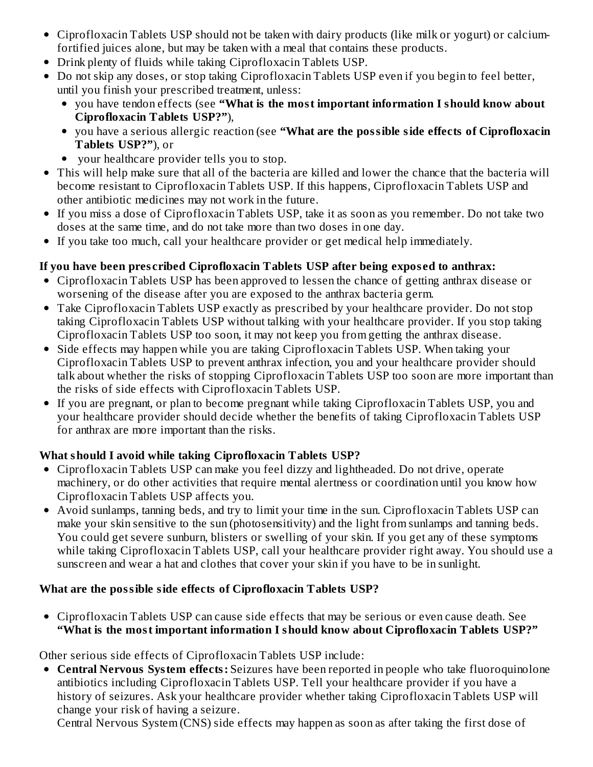- Ciprofloxacin Tablets USP should not be taken with dairy products (like milk or yogurt) or calcium-fortified juices alone, but may be taken with a meal that contains these products.
- Drink plenty of fluids while taking Ciprofloxacin Tablets USP.
- Do not skip any doses, or stop taking Ciprofloxacin Tablets USP even if you begin to feel better, until you finish your prescribed treatment, unless:
  - you have tendon effects (see **"What is the most important information I should know about Ciprofloxacin Tablets USP?"**),
  - you have a serious allergic reaction (see **"What are the possible side effects of Ciprofloxacin Tablets USP?"**), or
  - your healthcare provider tells you to stop.
- This will help make sure that all of the bacteria are killed and lower the chance that the bacteria will become resistant to Ciprofloxacin Tablets USP. If this happens, Ciprofloxacin Tablets USP and other antibiotic medicines may not work in the future.
- If you miss a dose of Ciprofloxacin Tablets USP, take it as soon as you remember. Do not take two doses at the same time, and do not take more than two doses in one day.
- If you take too much, call your healthcare provider or get medical help immediately.

**If you have been prescribed Ciprofloxacin Tablets USP after being exposed to anthrax:**

- Ciprofloxacin Tablets USP has been approved to lessen the chance of getting anthrax disease or worsening of the disease after you are exposed to the anthrax bacteria germ.
- Take Ciprofloxacin Tablets USP exactly as prescribed by your healthcare provider. Do not stop taking Ciprofloxacin Tablets USP without talking with your healthcare provider. If you stop taking Ciprofloxacin Tablets USP too soon, it may not keep you from getting the anthrax disease.
- Side effects may happen while you are taking Ciprofloxacin Tablets USP. When taking your Ciprofloxacin Tablets USP to prevent anthrax infection, you and your healthcare provider should talk about whether the risks of stopping Ciprofloxacin Tablets USP too soon are more important than the risks of side effects with Ciprofloxacin Tablets USP.
- If you are pregnant, or plan to become pregnant while taking Ciprofloxacin Tablets USP, you and your healthcare provider should decide whether the benefits of taking Ciprofloxacin Tablets USP for anthrax are more important than the risks.

**What should I avoid while taking Ciprofloxacin Tablets USP?**

- Ciprofloxacin Tablets USP can make you feel dizzy and lightheaded. Do not drive, operate machinery, or do other activities that require mental alertness or coordination until you know how Ciprofloxacin Tablets USP affects you.
- Avoid sunlamps, tanning beds, and try to limit your time in the sun. Ciprofloxacin Tablets USP can make your skin sensitive to the sun (photosensitivity) and the light from sunlamps and tanning beds. You could get severe sunburn, blisters or swelling of your skin. If you get any of these symptoms while taking Ciprofloxacin Tablets USP, call your healthcare provider right away. You should use a sunscreen and wear a hat and clothes that cover your skin if you have to be in sunlight.

**What are the possible side effects of Ciprofloxacin Tablets USP?**

- Ciprofloxacin Tablets USP can cause side effects that may be serious or even cause death. See **"What is the most important information I should know about Ciprofloxacin Tablets USP?"**

Other serious side effects of Ciprofloxacin Tablets USP include:

- **Central Nervous System effects:** Seizures have been reported in people who take fluoroquinolone antibiotics including Ciprofloxacin Tablets USP. Tell your healthcare provider if you have a history of seizures. Ask your healthcare provider whether taking Ciprofloxacin Tablets USP will change your risk of having a seizure.
  Central Nervous System (CNS) side effects may happen as soon as after taking the first dose of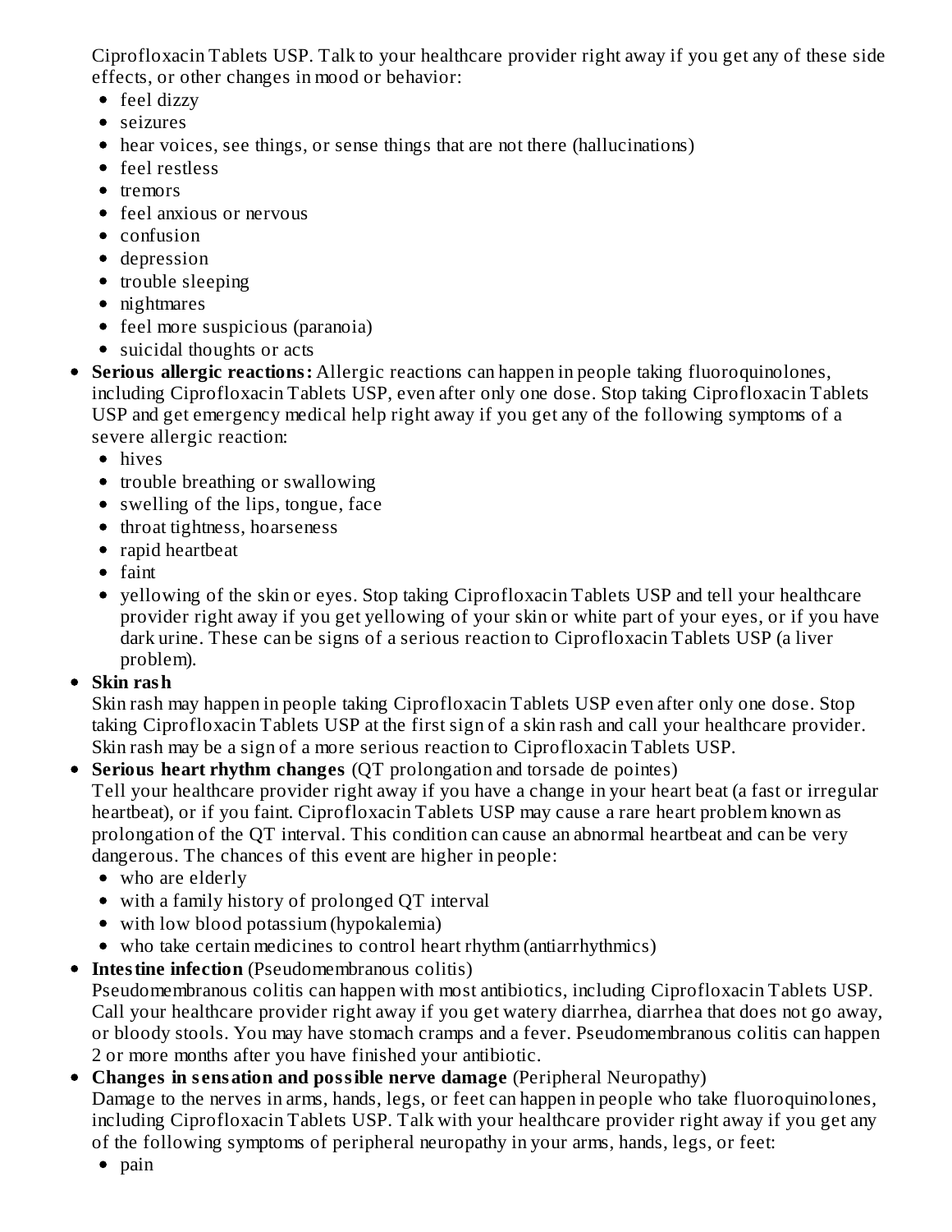Ciprofloxacin Tablets USP. Talk to your healthcare provider right away if you get any of these side effects, or other changes in mood or behavior:

- feel dizzy
- seizures
- hear voices, see things, or sense things that are not there (hallucinations)
- feel restless
- tremors
- feel anxious or nervous
- confusion
- depression
- trouble sleeping
- nightmares
- feel more suspicious (paranoia)
- suicidal thoughts or acts

- **Serious allergic reactions:** Allergic reactions can happen in people taking fluoroquinolones, including Ciprofloxacin Tablets USP, even after only one dose. Stop taking Ciprofloxacin Tablets USP and get emergency medical help right away if you get any of the following symptoms of a severe allergic reaction:
  - hives
  - trouble breathing or swallowing
  - swelling of the lips, tongue, face
  - throat tightness, hoarseness
  - rapid heartbeat
  - faint
  - yellowing of the skin or eyes. Stop taking Ciprofloxacin Tablets USP and tell your healthcare provider right away if you get yellowing of your skin or white part of your eyes, or if you have dark urine. These can be signs of a serious reaction to Ciprofloxacin Tablets USP (a liver problem).
- **Skin rash**
  Skin rash may happen in people taking Ciprofloxacin Tablets USP even after only one dose. Stop taking Ciprofloxacin Tablets USP at the first sign of a skin rash and call your healthcare provider. Skin rash may be a sign of a more serious reaction to Ciprofloxacin Tablets USP.
- **Serious heart rhythm changes** (QT prolongation and torsade de pointes)
  Tell your healthcare provider right away if you have a change in your heart beat (a fast or irregular heartbeat), or if you faint. Ciprofloxacin Tablets USP may cause a rare heart problem known as prolongation of the QT interval. This condition can cause an abnormal heartbeat and can be very dangerous. The chances of this event are higher in people:
  - who are elderly
  - with a family history of prolonged QT interval
  - with low blood potassium (hypokalemia)
  - who take certain medicines to control heart rhythm (antiarrhythmics)
- **Intestine infection** (Pseudomembranous colitis)
  Pseudomembranous colitis can happen with most antibiotics, including Ciprofloxacin Tablets USP. Call your healthcare provider right away if you get watery diarrhea, diarrhea that does not go away, or bloody stools. You may have stomach cramps and a fever. Pseudomembranous colitis can happen 2 or more months after you have finished your antibiotic.
- **Changes in sensation and possible nerve damage** (Peripheral Neuropathy)
  Damage to the nerves in arms, hands, legs, or feet can happen in people who take fluoroquinolones, including Ciprofloxacin Tablets USP. Talk with your healthcare provider right away if you get any of the following symptoms of peripheral neuropathy in your arms, hands, legs, or feet:
  - pain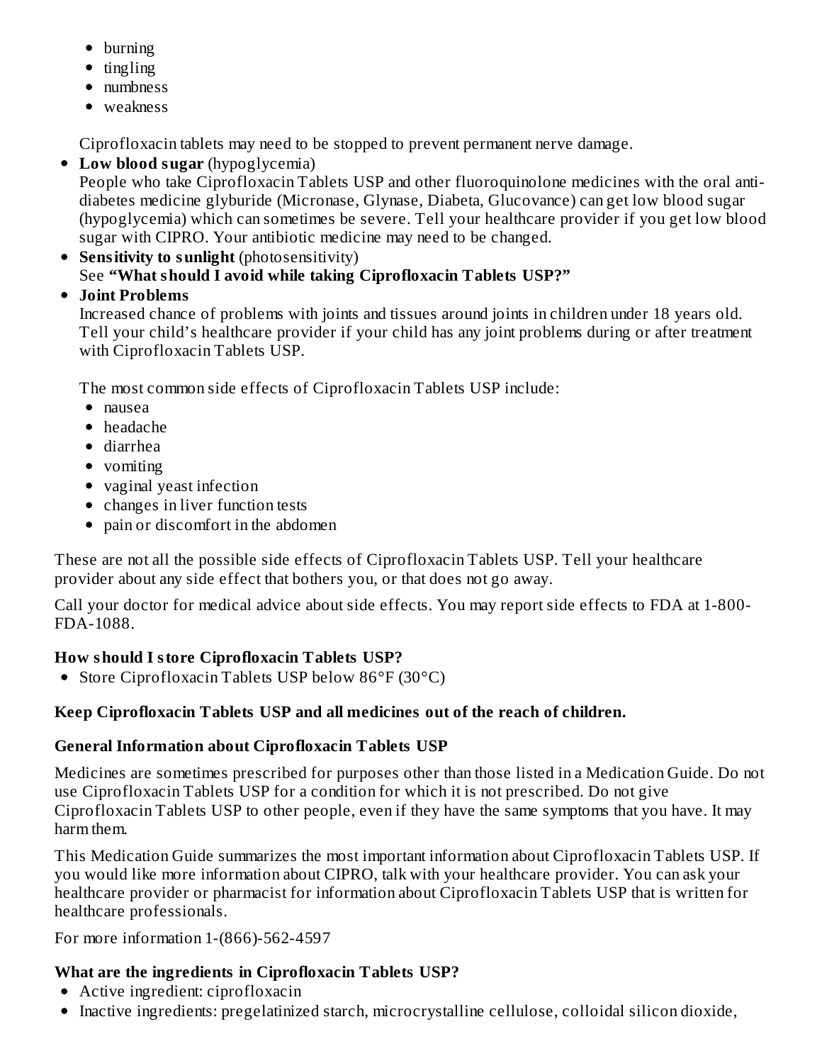- burning
- tingling
- numbness
- weakness

Ciprofloxacin tablets may need to be stopped to prevent permanent nerve damage.

- **Low blood sugar** (hypoglycemia)
  People who take Ciprofloxacin Tablets USP and other fluoroquinolone medicines with the oral anti-diabetes medicine glyburide (Micronase, Glynase, Diabeta, Glucovance) can get low blood sugar (hypoglycemia) which can sometimes be severe. Tell your healthcare provider if you get low blood sugar with CIPRO. Your antibiotic medicine may need to be changed.
- **Sensitivity to sunlight** (photosensitivity)
  See **"What should I avoid while taking Ciprofloxacin Tablets USP?"**
- **Joint Problems**
  Increased chance of problems with joints and tissues around joints in children under 18 years old. Tell your child's healthcare provider if your child has any joint problems during or after treatment with Ciprofloxacin Tablets USP.

The most common side effects of Ciprofloxacin Tablets USP include:

- nausea
- headache
- diarrhea
- vomiting
- vaginal yeast infection
- changes in liver function tests
- pain or discomfort in the abdomen

These are not all the possible side effects of Ciprofloxacin Tablets USP. Tell your healthcare provider about any side effect that bothers you, or that does not go away.

Call your doctor for medical advice about side effects. You may report side effects to FDA at 1-800-FDA-1088.

**How should I store Ciprofloxacin Tablets USP?**

- Store Ciprofloxacin Tablets USP below 86°F (30°C)

**Keep Ciprofloxacin Tablets USP and all medicines out of the reach of children.**

**General Information about Ciprofloxacin Tablets USP**

Medicines are sometimes prescribed for purposes other than those listed in a Medication Guide. Do not use Ciprofloxacin Tablets USP for a condition for which it is not prescribed. Do not give Ciprofloxacin Tablets USP to other people, even if they have the same symptoms that you have. It may harm them.

This Medication Guide summarizes the most important information about Ciprofloxacin Tablets USP. If you would like more information about CIPRO, talk with your healthcare provider. You can ask your healthcare provider or pharmacist for information about Ciprofloxacin Tablets USP that is written for healthcare professionals.

For more information 1-(866)-562-4597

**What are the ingredients in Ciprofloxacin Tablets USP?**

- Active ingredient: ciprofloxacin
- Inactive ingredients: pregelatinized starch, microcrystalline cellulose, colloidal silicon dioxide,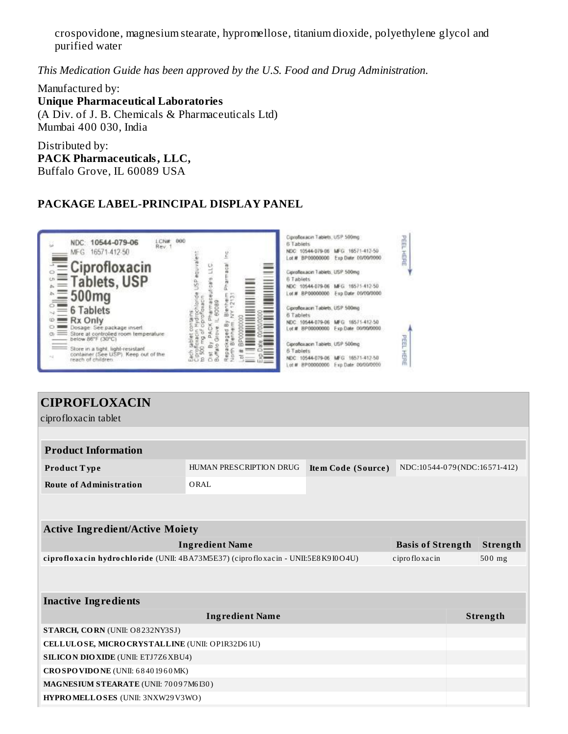crospovidone, magnesium stearate, hypromellose, titanium dioxide, polyethylene glycol and purified water

*This Medication Guide has been approved by the U.S. Food and Drug Administration.*

Manufactured by:
**Unique Pharmaceutical Laboratories**
(A Div. of J. B. Chemicals & Pharmaceuticals Ltd)
Mumbai 400 030, India

Distributed by:
**PACK Pharmaceuticals, LLC,**
Buffalo Grove, IL 60089 USA

## PACKAGE LABEL-PRINCIPAL DISPLAY PANEL

NDC: 10544-079-06 LCN# 000 Rev. 1
MFG: 16571-412-50
Ciprofloxacin Tablets, USP
500mg
6 Tablets
Rx Only
Dosage: See package insert
Store at controlled room temperature below 86°F (30°C)
Store in a tight, light-resistant container (See USP). Keep out of the reach of children.
Each tablet contains Ciprofloxacin Hydrochloride USP equivalent to 500 mg of ciprofloxacin
Dist. By: PACK Pharmaceuticals, LLC Buffalo Grove, IL 60089
Repackaged By: Blenheim Pharmacal, Inc. North Blenheim, NY 12131
Lot # BP00000000
Exp Date: 00/00/0000

Ciprofloxacin Tablets, USP 500mg
6 Tablets
NDC: 10544-079-06 MFG: 16571-412-50
Lot # BP00000000 Exp Date: 00/00/0000

PEEL HERE

## CIPROFLOXACIN

ciprofloxacin tablet

| Product Information | | | |
|---|---|---|---|
| **Product Type** | HUMAN PRESCRIPTION DRUG | **Item Code (Source)** | NDC:10544-079(NDC:16571-412) |
| **Route of Administration** | ORAL | | |

| Active Ingredient/Active Moiety | | |
|---|---|---|
| **Ingredient Name** | **Basis of Strength** | **Strength** |
| **ciprofloxacin hydrochloride** (UNII: 4BA73M5E37) (ciprofloxacin - UNII:5E8K9I0O4U) | ciprofloxacin | 500 mg |

| Inactive Ingredients | |
|---|---|
| **Ingredient Name** | **Strength** |
| **STARCH, CORN** (UNII: O8232NY3SJ) | |
| **CELLULOSE, MICROCRYSTALLINE** (UNII: OP1R32D61U) | |
| **SILICON DIOXIDE** (UNII: ETJ7Z6XBU4) | |
| **CROSPOVIDONE** (UNII: 68401960MK) | |
| **MAGNESIUM STEARATE** (UNII: 70097M6I30) | |
| **HYPROMELLOSES** (UNII: 3NXW29V3WO) | |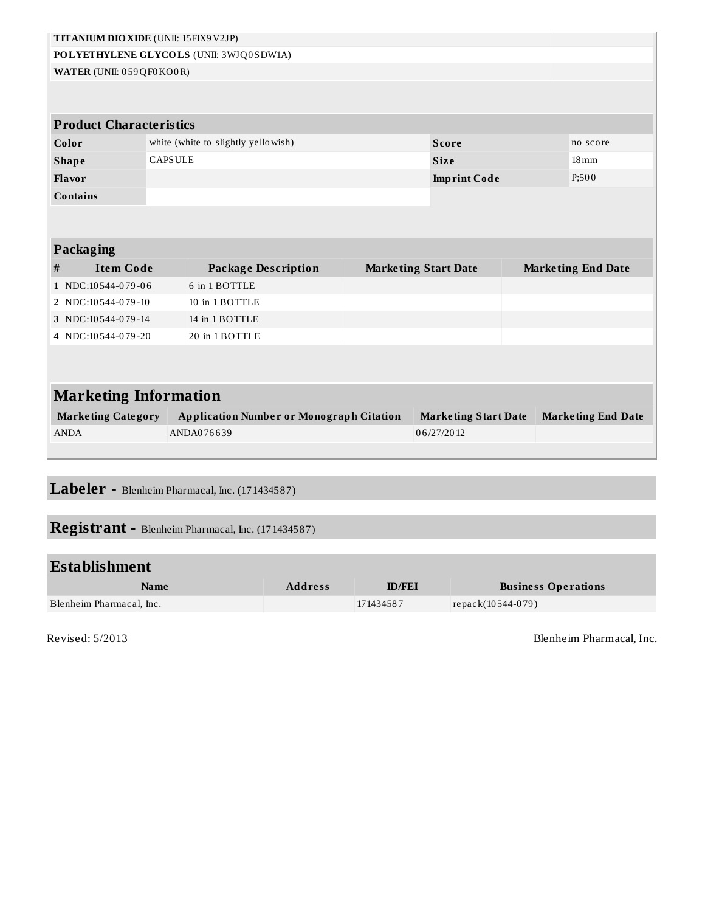| | |
|---|---|
| **TITANIUM DIOXIDE** (UNII: 15FIX9V2JP) | |
| **POLYETHYLENE GLYCOLS** (UNII: 3WJQ0SDW1A) | |
| **WATER** (UNII: 059QF0KO0R) | |

| Product Characteristics | | | |
|---|---|---|---|
| **Color** | white (white to slightly yellowish) | **Score** | no score |
| **Shape** | CAPSULE | **Size** | 18mm |
| **Flavor** | | **Imprint Code** | P;500 |
| **Contains** | | | |

**Packaging**

| # | Item Code | Package Description | Marketing Start Date | Marketing End Date |
|---|---|---|---|---|
| 1 | NDC:10544-079-06 | 6 in 1 BOTTLE | | |
| 2 | NDC:10544-079-10 | 10 in 1 BOTTLE | | |
| 3 | NDC:10544-079-14 | 14 in 1 BOTTLE | | |
| 4 | NDC:10544-079-20 | 20 in 1 BOTTLE | | |

**Marketing Information**

| Marketing Category | Application Number or Monograph Citation | Marketing Start Date | Marketing End Date |
|---|---|---|---|
| ANDA | ANDA076639 | 06/27/2012 | |

**Labeler -** Blenheim Pharmacal, Inc. (171434587)

**Registrant -** Blenheim Pharmacal, Inc. (171434587)

**Establishment**

| Name | Address | ID/FEI | Business Operations |
|---|---|---|---|
| Blenheim Pharmacal, Inc. | | 171434587 | repack(10544-079) |

Revised: 5/2013

Blenheim Pharmacal, Inc.